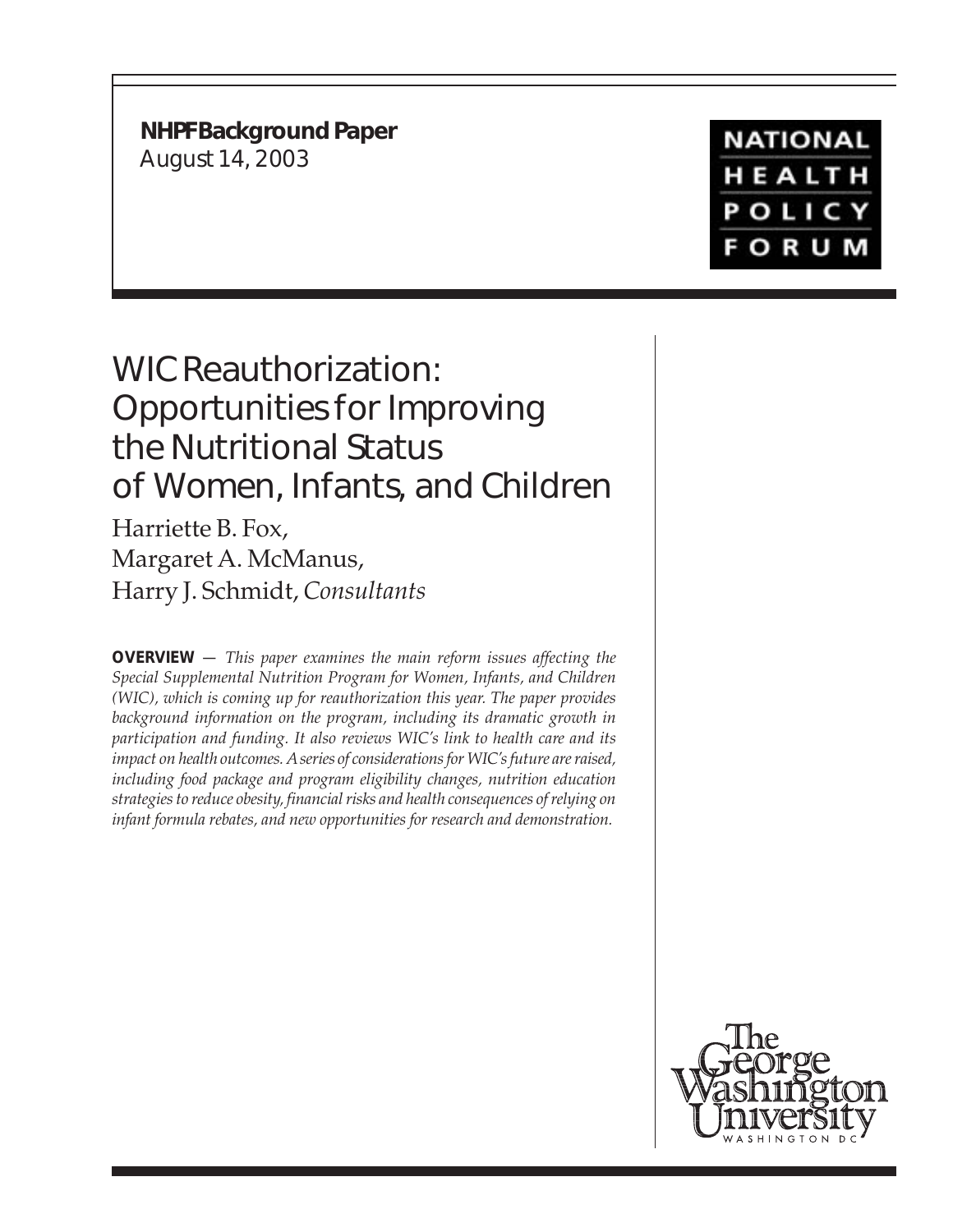**NHPF Background Paper**
August 14, 2003

NATIONAL HEALTH POLICY FORUM

# WIC Reauthorization: Opportunities for Improving the Nutritional Status of Women, Infants, and Children

Harriette B. Fox,
Margaret A. McManus,
Harry J. Schmidt, *Consultants*

**OVERVIEW** — *This paper examines the main reform issues affecting the Special Supplemental Nutrition Program for Women, Infants, and Children (WIC), which is coming up for reauthorization this year. The paper provides background information on the program, including its dramatic growth in participation and funding. It also reviews WIC's link to health care and its impact on health outcomes. A series of considerations for WIC's future are raised, including food package and program eligibility changes, nutrition education strategies to reduce obesity, financial risks and health consequences of relying on infant formula rebates, and new opportunities for research and demonstration.*

The George Washington University
WASHINGTON DC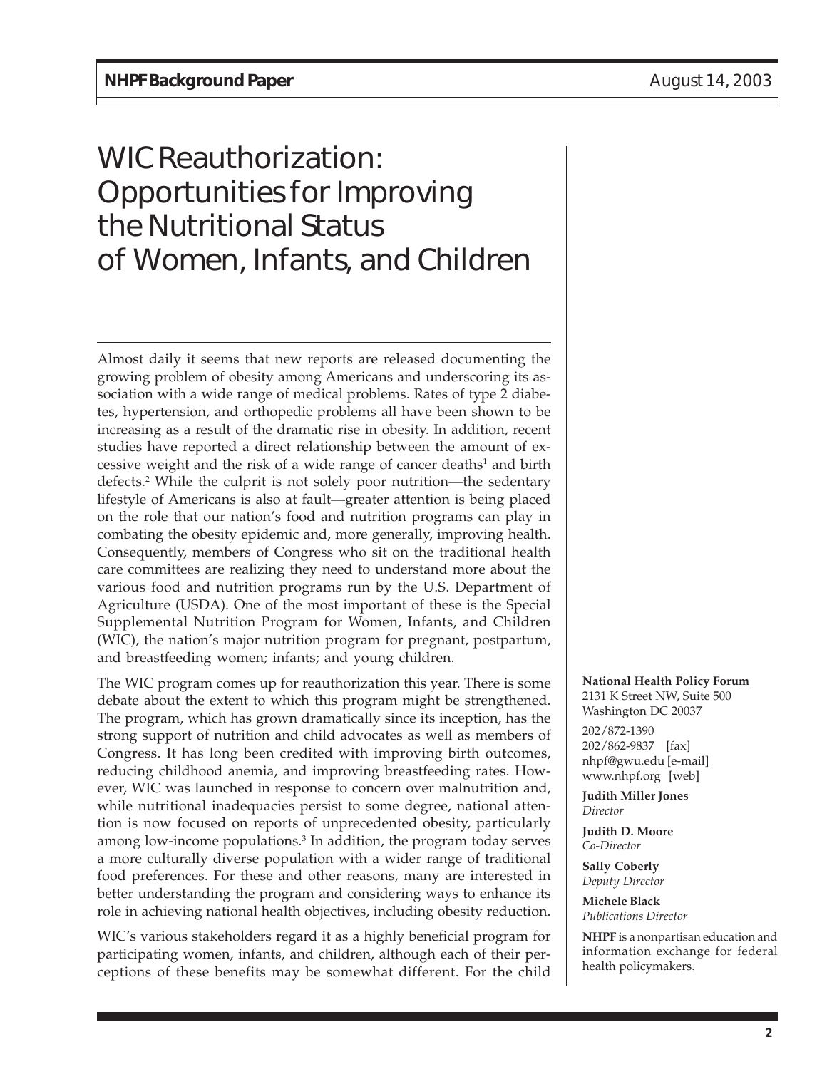# WIC Reauthorization: Opportunities for Improving the Nutritional Status of Women, Infants, and Children

Almost daily it seems that new reports are released documenting the growing problem of obesity among Americans and underscoring its association with a wide range of medical problems. Rates of type 2 diabetes, hypertension, and orthopedic problems all have been shown to be increasing as a result of the dramatic rise in obesity. In addition, recent studies have reported a direct relationship between the amount of excessive weight and the risk of a wide range of cancer deaths[1] and birth defects.[2] While the culprit is not solely poor nutrition—the sedentary lifestyle of Americans is also at fault—greater attention is being placed on the role that our nation's food and nutrition programs can play in combating the obesity epidemic and, more generally, improving health. Consequently, members of Congress who sit on the traditional health care committees are realizing they need to understand more about the various food and nutrition programs run by the U.S. Department of Agriculture (USDA). One of the most important of these is the Special Supplemental Nutrition Program for Women, Infants, and Children (WIC), the nation's major nutrition program for pregnant, postpartum, and breastfeeding women; infants; and young children.

The WIC program comes up for reauthorization this year. There is some debate about the extent to which this program might be strengthened. The program, which has grown dramatically since its inception, has the strong support of nutrition and child advocates as well as members of Congress. It has long been credited with improving birth outcomes, reducing childhood anemia, and improving breastfeeding rates. However, WIC was launched in response to concern over malnutrition and, while nutritional inadequacies persist to some degree, national attention is now focused on reports of unprecedented obesity, particularly among low-income populations.[3] In addition, the program today serves a more culturally diverse population with a wider range of traditional food preferences. For these and other reasons, many are interested in better understanding the program and considering ways to enhance its role in achieving national health objectives, including obesity reduction.

WIC's various stakeholders regard it as a highly beneficial program for participating women, infants, and children, although each of their perceptions of these benefits may be somewhat different. For the child

**National Health Policy Forum**
2131 K Street NW, Suite 500
Washington DC 20037

202/872-1390
202/862-9837 [fax]
nhpf@gwu.edu [e-mail]
www.nhpf.org [web]

**Judith Miller Jones**
*Director*

**Judith D. Moore**
*Co-Director*

**Sally Coberly**
*Deputy Director*

**Michele Black**
*Publications Director*

**NHPF** is a nonpartisan education and information exchange for federal health policymakers.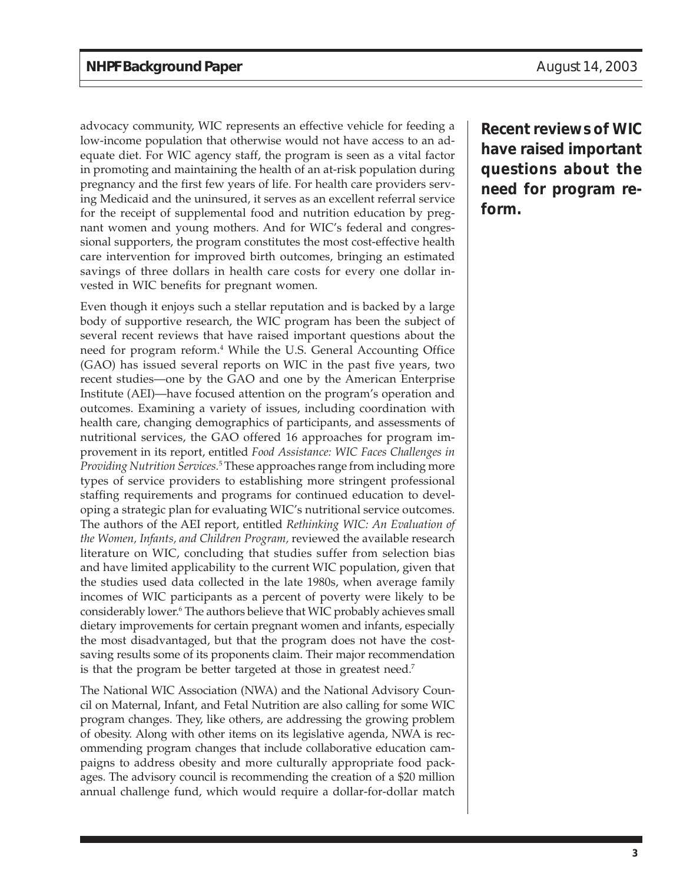advocacy community, WIC represents an effective vehicle for feeding a low-income population that otherwise would not have access to an adequate diet. For WIC agency staff, the program is seen as a vital factor in promoting and maintaining the health of an at-risk population during pregnancy and the first few years of life. For health care providers serving Medicaid and the uninsured, it serves as an excellent referral service for the receipt of supplemental food and nutrition education by pregnant women and young mothers. And for WIC's federal and congressional supporters, the program constitutes the most cost-effective health care intervention for improved birth outcomes, bringing an estimated savings of three dollars in health care costs for every one dollar invested in WIC benefits for pregnant women.

**Recent reviews of WIC have raised important questions about the need for program reform.**

Even though it enjoys such a stellar reputation and is backed by a large body of supportive research, the WIC program has been the subject of several recent reviews that have raised important questions about the need for program reform.[4] While the U.S. General Accounting Office (GAO) has issued several reports on WIC in the past five years, two recent studies—one by the GAO and one by the American Enterprise Institute (AEI)—have focused attention on the program's operation and outcomes. Examining a variety of issues, including coordination with health care, changing demographics of participants, and assessments of nutritional services, the GAO offered 16 approaches for program improvement in its report, entitled *Food Assistance: WIC Faces Challenges in Providing Nutrition Services.*[5] These approaches range from including more types of service providers to establishing more stringent professional staffing requirements and programs for continued education to developing a strategic plan for evaluating WIC's nutritional service outcomes. The authors of the AEI report, entitled *Rethinking WIC: An Evaluation of the Women, Infants, and Children Program,* reviewed the available research literature on WIC, concluding that studies suffer from selection bias and have limited applicability to the current WIC population, given that the studies used data collected in the late 1980s, when average family incomes of WIC participants as a percent of poverty were likely to be considerably lower.[6] The authors believe that WIC probably achieves small dietary improvements for certain pregnant women and infants, especially the most disadvantaged, but that the program does not have the cost-saving results some of its proponents claim. Their major recommendation is that the program be better targeted at those in greatest need.[7]

The National WIC Association (NWA) and the National Advisory Council on Maternal, Infant, and Fetal Nutrition are also calling for some WIC program changes. They, like others, are addressing the growing problem of obesity. Along with other items on its legislative agenda, NWA is recommending program changes that include collaborative education campaigns to address obesity and more culturally appropriate food packages. The advisory council is recommending the creation of a $20 million annual challenge fund, which would require a dollar-for-dollar match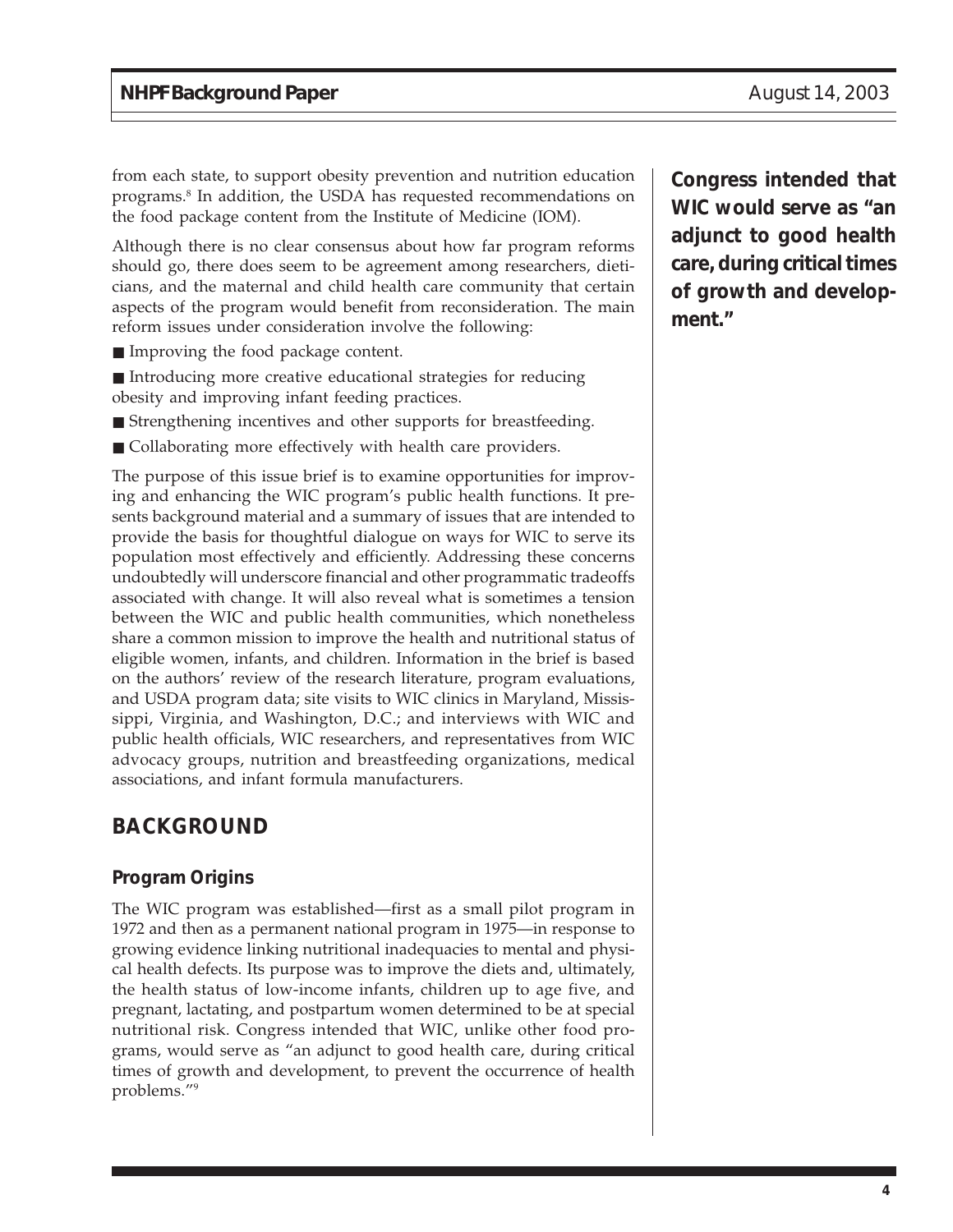from each state, to support obesity prevention and nutrition education programs.[8] In addition, the USDA has requested recommendations on the food package content from the Institute of Medicine (IOM).

Although there is no clear consensus about how far program reforms should go, there does seem to be agreement among researchers, dieticians, and the maternal and child health care community that certain aspects of the program would benefit from reconsideration. The main reform issues under consideration involve the following:

- Improving the food package content.
- Introducing more creative educational strategies for reducing obesity and improving infant feeding practices.
- Strengthening incentives and other supports for breastfeeding.
- Collaborating more effectively with health care providers.

The purpose of this issue brief is to examine opportunities for improving and enhancing the WIC program's public health functions. It presents background material and a summary of issues that are intended to provide the basis for thoughtful dialogue on ways for WIC to serve its population most effectively and efficiently. Addressing these concerns undoubtedly will underscore financial and other programmatic tradeoffs associated with change. It will also reveal what is sometimes a tension between the WIC and public health communities, which nonetheless share a common mission to improve the health and nutritional status of eligible women, infants, and children. Information in the brief is based on the authors' review of the research literature, program evaluations, and USDA program data; site visits to WIC clinics in Maryland, Mississippi, Virginia, and Washington, D.C.; and interviews with WIC and public health officials, WIC researchers, and representatives from WIC advocacy groups, nutrition and breastfeeding organizations, medical associations, and infant formula manufacturers.

**Congress intended that WIC would serve as "an adjunct to good health care, during critical times of growth and development."**

## BACKGROUND

### Program Origins

The WIC program was established—first as a small pilot program in 1972 and then as a permanent national program in 1975—in response to growing evidence linking nutritional inadequacies to mental and physical health defects. Its purpose was to improve the diets and, ultimately, the health status of low-income infants, children up to age five, and pregnant, lactating, and postpartum women determined to be at special nutritional risk. Congress intended that WIC, unlike other food programs, would serve as "an adjunct to good health care, during critical times of growth and development, to prevent the occurrence of health problems."[9]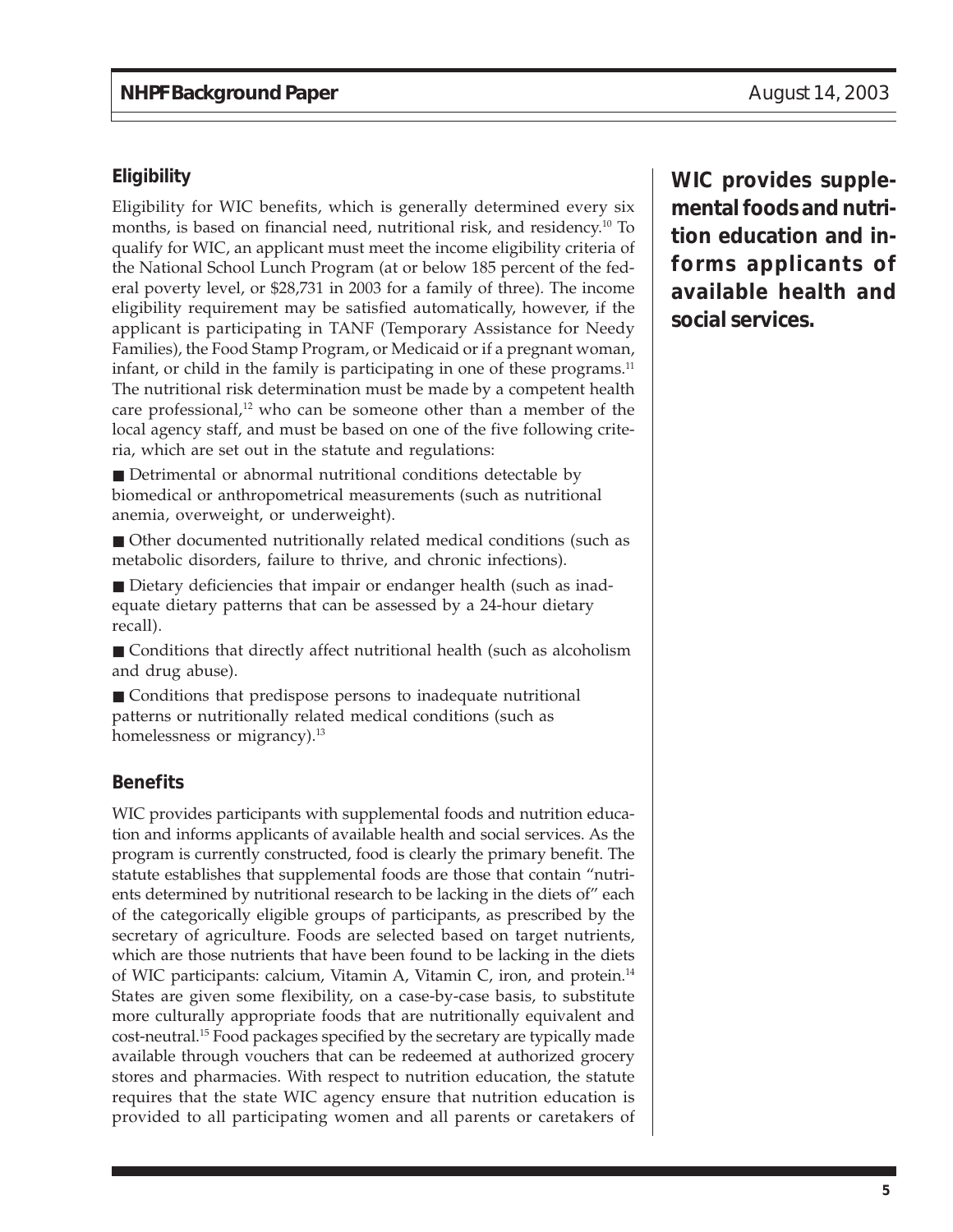## Eligibility

Eligibility for WIC benefits, which is generally determined every six months, is based on financial need, nutritional risk, and residency.[10] To qualify for WIC, an applicant must meet the income eligibility criteria of the National School Lunch Program (at or below 185 percent of the federal poverty level, or $28,731 in 2003 for a family of three). The income eligibility requirement may be satisfied automatically, however, if the applicant is participating in TANF (Temporary Assistance for Needy Families), the Food Stamp Program, or Medicaid or if a pregnant woman, infant, or child in the family is participating in one of these programs.[11] The nutritional risk determination must be made by a competent health care professional,[12] who can be someone other than a member of the local agency staff, and must be based on one of the five following criteria, which are set out in the statute and regulations:

- Detrimental or abnormal nutritional conditions detectable by biomedical or anthropometrical measurements (such as nutritional anemia, overweight, or underweight).
- Other documented nutritionally related medical conditions (such as metabolic disorders, failure to thrive, and chronic infections).
- Dietary deficiencies that impair or endanger health (such as inadequate dietary patterns that can be assessed by a 24-hour dietary recall).
- Conditions that directly affect nutritional health (such as alcoholism and drug abuse).
- Conditions that predispose persons to inadequate nutritional patterns or nutritionally related medical conditions (such as homelessness or migrancy).[13]

**WIC provides supplemental foods and nutrition education and informs applicants of available health and social services.**

## Benefits

WIC provides participants with supplemental foods and nutrition education and informs applicants of available health and social services. As the program is currently constructed, food is clearly the primary benefit. The statute establishes that supplemental foods are those that contain "nutrients determined by nutritional research to be lacking in the diets of" each of the categorically eligible groups of participants, as prescribed by the secretary of agriculture. Foods are selected based on target nutrients, which are those nutrients that have been found to be lacking in the diets of WIC participants: calcium, Vitamin A, Vitamin C, iron, and protein.[14] States are given some flexibility, on a case-by-case basis, to substitute more culturally appropriate foods that are nutritionally equivalent and cost-neutral.[15] Food packages specified by the secretary are typically made available through vouchers that can be redeemed at authorized grocery stores and pharmacies. With respect to nutrition education, the statute requires that the state WIC agency ensure that nutrition education is provided to all participating women and all parents or caretakers of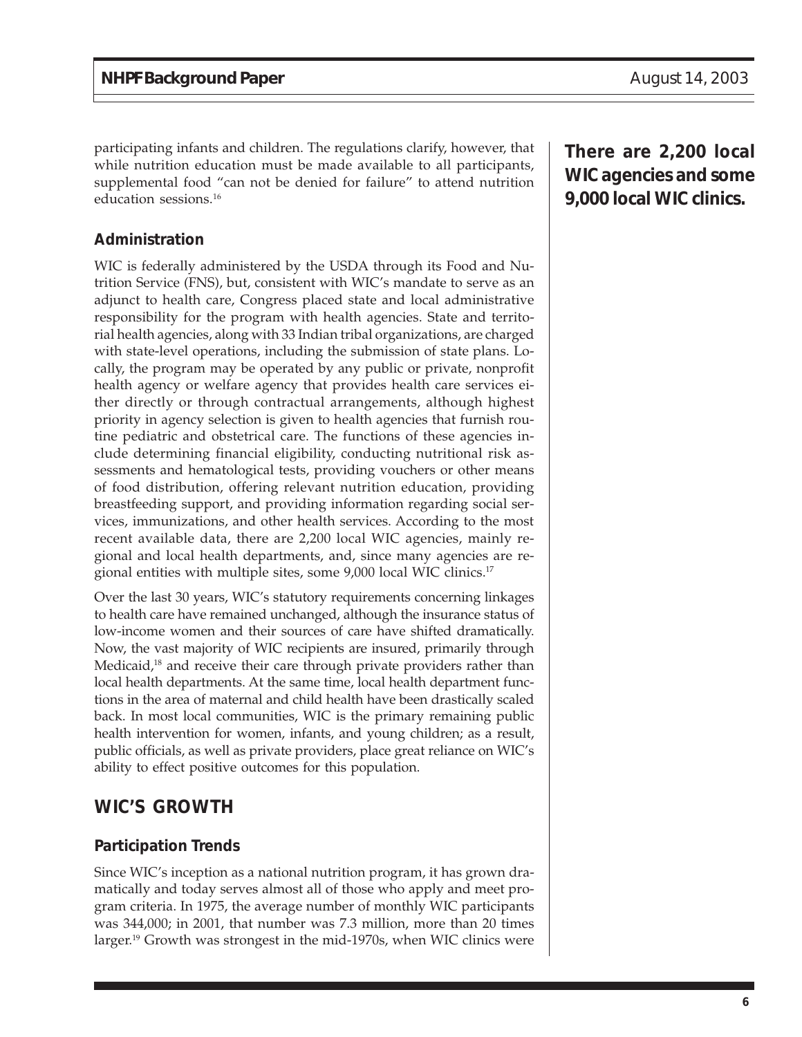participating infants and children. The regulations clarify, however, that while nutrition education must be made available to all participants, supplemental food "can not be denied for failure" to attend nutrition education sessions.[16]

**There are 2,200 local WIC agencies and some 9,000 local WIC clinics.**

### Administration

WIC is federally administered by the USDA through its Food and Nutrition Service (FNS), but, consistent with WIC's mandate to serve as an adjunct to health care, Congress placed state and local administrative responsibility for the program with health agencies. State and territorial health agencies, along with 33 Indian tribal organizations, are charged with state-level operations, including the submission of state plans. Locally, the program may be operated by any public or private, nonprofit health agency or welfare agency that provides health care services either directly or through contractual arrangements, although highest priority in agency selection is given to health agencies that furnish routine pediatric and obstetrical care. The functions of these agencies include determining financial eligibility, conducting nutritional risk assessments and hematological tests, providing vouchers or other means of food distribution, offering relevant nutrition education, providing breastfeeding support, and providing information regarding social services, immunizations, and other health services. According to the most recent available data, there are 2,200 local WIC agencies, mainly regional and local health departments, and, since many agencies are regional entities with multiple sites, some 9,000 local WIC clinics.[17]

Over the last 30 years, WIC's statutory requirements concerning linkages to health care have remained unchanged, although the insurance status of low-income women and their sources of care have shifted dramatically. Now, the vast majority of WIC recipients are insured, primarily through Medicaid,[18] and receive their care through private providers rather than local health departments. At the same time, local health department functions in the area of maternal and child health have been drastically scaled back. In most local communities, WIC is the primary remaining public health intervention for women, infants, and young children; as a result, public officials, as well as private providers, place great reliance on WIC's ability to effect positive outcomes for this population.

## WIC'S GROWTH

### Participation Trends

Since WIC's inception as a national nutrition program, it has grown dramatically and today serves almost all of those who apply and meet program criteria. In 1975, the average number of monthly WIC participants was 344,000; in 2001, that number was 7.3 million, more than 20 times larger.[19] Growth was strongest in the mid-1970s, when WIC clinics were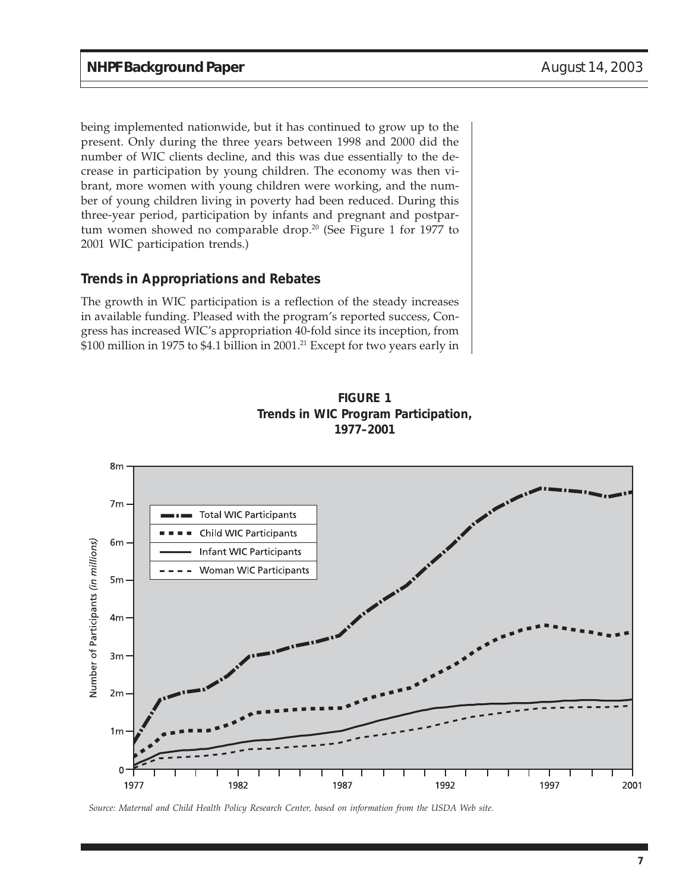being implemented nationwide, but it has continued to grow up to the present. Only during the three years between 1998 and 2000 did the number of WIC clients decline, and this was due essentially to the decrease in participation by young children. The economy was then vibrant, more women with young children were working, and the number of young children living in poverty had been reduced. During this three-year period, participation by infants and pregnant and postpartum women showed no comparable drop.[20] (See Figure 1 for 1977 to 2001 WIC participation trends.)

## Trends in Appropriations and Rebates

The growth in WIC participation is a reflection of the steady increases in available funding. Pleased with the program's reported success, Congress has increased WIC's appropriation 40-fold since its inception, from $100 million in 1975 to $4.1 billion in 2001.[21] Except for two years early in

**FIGURE 1**
**Trends in WIC Program Participation, 1977–2001**

*Source: Maternal and Child Health Policy Research Center, based on information from the USDA Web site.*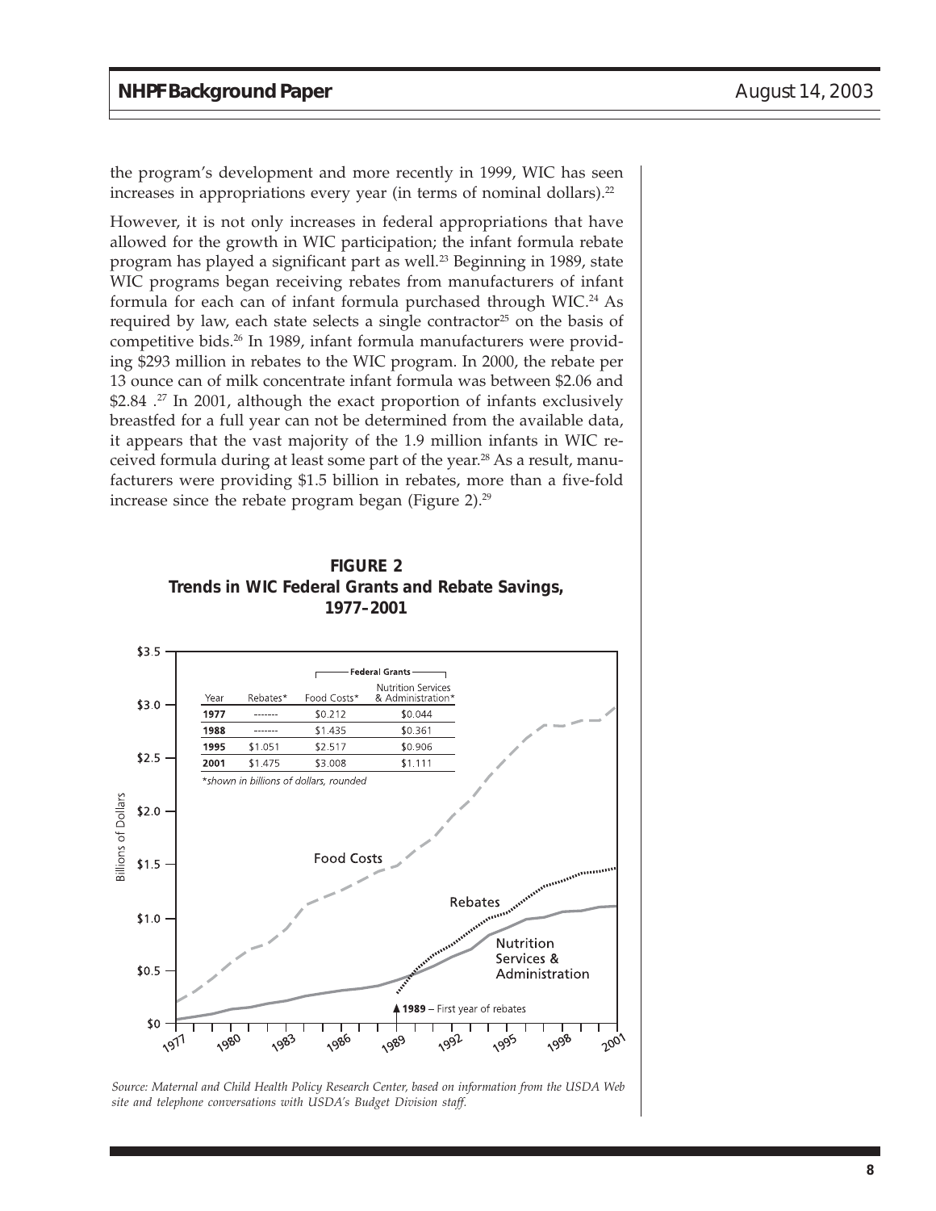the program's development and more recently in 1999, WIC has seen increases in appropriations every year (in terms of nominal dollars).[22]

However, it is not only increases in federal appropriations that have allowed for the growth in WIC participation; the infant formula rebate program has played a significant part as well.[23] Beginning in 1989, state WIC programs began receiving rebates from manufacturers of infant formula for each can of infant formula purchased through WIC.[24] As required by law, each state selects a single contractor[25] on the basis of competitive bids.[26] In 1989, infant formula manufacturers were providing $293 million in rebates to the WIC program. In 2000, the rebate per 13 ounce can of milk concentrate infant formula was between $2.06 and $2.84 .[27] In 2001, although the exact proportion of infants exclusively breastfed for a full year can not be determined from the available data, it appears that the vast majority of the 1.9 million infants in WIC received formula during at least some part of the year.[28] As a result, manufacturers were providing $1.5 billion in rebates, more than a five-fold increase since the rebate program began (Figure 2).[29]

**FIGURE 2**
**Trends in WIC Federal Grants and Rebate Savings, 1977–2001**

| Year | Rebates* | Federal Grants: Food Costs* | Federal Grants: Nutrition Services & Administration* |
|---|---|---|---|
| 1977 | ------- | $0.212 | $0.044 |
| 1988 | ------- | $1.435 | $0.361 |
| 1995 | $1.051 | $2.517 | $0.906 |
| 2001 | $1.475 | $3.008 | $1.111 |

*shown in billions of dollars, rounded

▲ 1989 – First year of rebates

*Source: Maternal and Child Health Policy Research Center, based on information from the USDA Web site and telephone conversations with USDA's Budget Division staff.*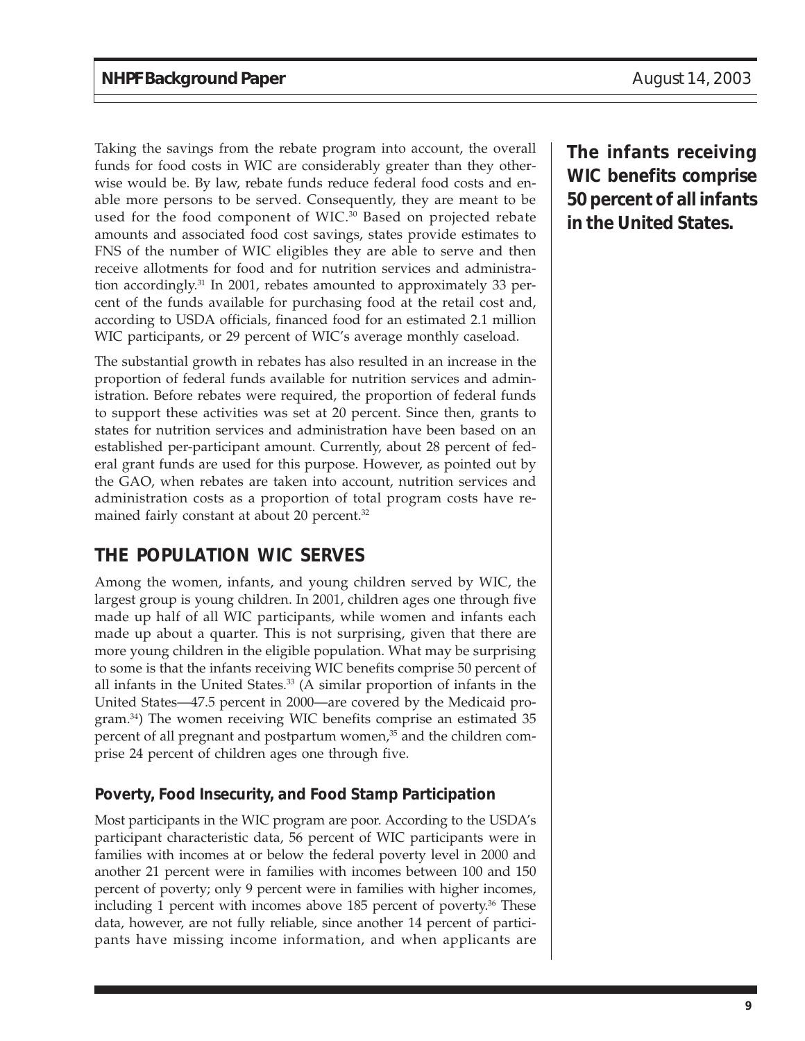Taking the savings from the rebate program into account, the overall funds for food costs in WIC are considerably greater than they otherwise would be. By law, rebate funds reduce federal food costs and enable more persons to be served. Consequently, they are meant to be used for the food component of WIC.[30] Based on projected rebate amounts and associated food cost savings, states provide estimates to FNS of the number of WIC eligibles they are able to serve and then receive allotments for food and for nutrition services and administration accordingly.[31] In 2001, rebates amounted to approximately 33 percent of the funds available for purchasing food at the retail cost and, according to USDA officials, financed food for an estimated 2.1 million WIC participants, or 29 percent of WIC's average monthly caseload.

The substantial growth in rebates has also resulted in an increase in the proportion of federal funds available for nutrition services and administration. Before rebates were required, the proportion of federal funds to support these activities was set at 20 percent. Since then, grants to states for nutrition services and administration have been based on an established per-participant amount. Currently, about 28 percent of federal grant funds are used for this purpose. However, as pointed out by the GAO, when rebates are taken into account, nutrition services and administration costs as a proportion of total program costs have remained fairly constant at about 20 percent.[32]

**The infants receiving WIC benefits comprise 50 percent of all infants in the United States.**

## THE POPULATION WIC SERVES

Among the women, infants, and young children served by WIC, the largest group is young children. In 2001, children ages one through five made up half of all WIC participants, while women and infants each made up about a quarter. This is not surprising, given that there are more young children in the eligible population. What may be surprising to some is that the infants receiving WIC benefits comprise 50 percent of all infants in the United States.[33] (A similar proportion of infants in the United States—47.5 percent in 2000—are covered by the Medicaid program.[34]) The women receiving WIC benefits comprise an estimated 35 percent of all pregnant and postpartum women,[35] and the children comprise 24 percent of children ages one through five.

### Poverty, Food Insecurity, and Food Stamp Participation

Most participants in the WIC program are poor. According to the USDA's participant characteristic data, 56 percent of WIC participants were in families with incomes at or below the federal poverty level in 2000 and another 21 percent were in families with incomes between 100 and 150 percent of poverty; only 9 percent were in families with higher incomes, including 1 percent with incomes above 185 percent of poverty.[36] These data, however, are not fully reliable, since another 14 percent of participants have missing income information, and when applicants are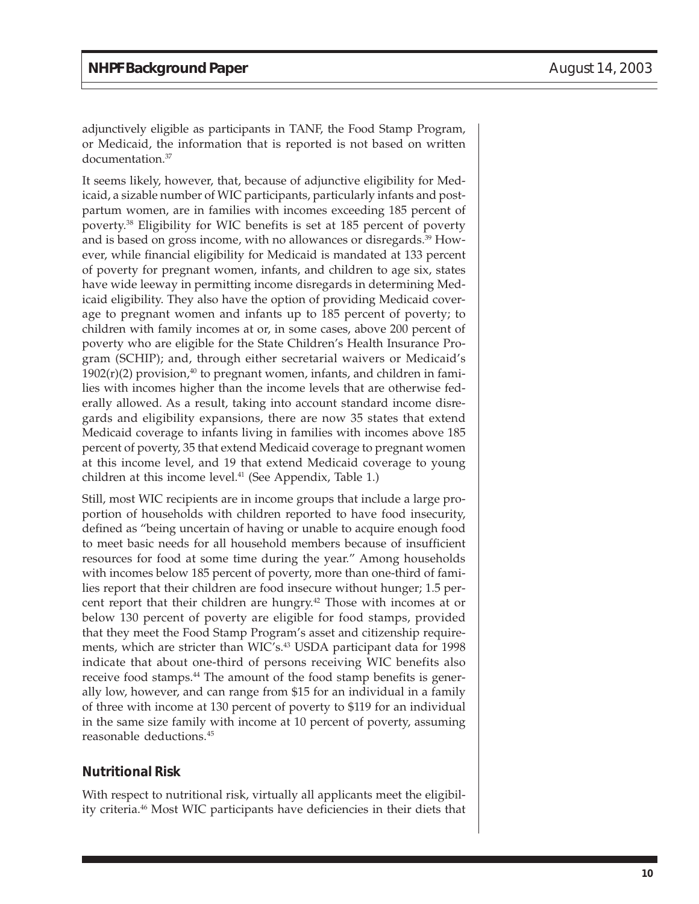adjunctively eligible as participants in TANF, the Food Stamp Program, or Medicaid, the information that is reported is not based on written documentation.[37]

It seems likely, however, that, because of adjunctive eligibility for Medicaid, a sizable number of WIC participants, particularly infants and postpartum women, are in families with incomes exceeding 185 percent of poverty.[38] Eligibility for WIC benefits is set at 185 percent of poverty and is based on gross income, with no allowances or disregards.[39] However, while financial eligibility for Medicaid is mandated at 133 percent of poverty for pregnant women, infants, and children to age six, states have wide leeway in permitting income disregards in determining Medicaid eligibility. They also have the option of providing Medicaid coverage to pregnant women and infants up to 185 percent of poverty; to children with family incomes at or, in some cases, above 200 percent of poverty who are eligible for the State Children's Health Insurance Program (SCHIP); and, through either secretarial waivers or Medicaid's 1902(r)(2) provision,[40] to pregnant women, infants, and children in families with incomes higher than the income levels that are otherwise federally allowed. As a result, taking into account standard income disregards and eligibility expansions, there are now 35 states that extend Medicaid coverage to infants living in families with incomes above 185 percent of poverty, 35 that extend Medicaid coverage to pregnant women at this income level, and 19 that extend Medicaid coverage to young children at this income level.[41] (See Appendix, Table 1.)

Still, most WIC recipients are in income groups that include a large proportion of households with children reported to have food insecurity, defined as "being uncertain of having or unable to acquire enough food to meet basic needs for all household members because of insufficient resources for food at some time during the year." Among households with incomes below 185 percent of poverty, more than one-third of families report that their children are food insecure without hunger; 1.5 percent report that their children are hungry.[42] Those with incomes at or below 130 percent of poverty are eligible for food stamps, provided that they meet the Food Stamp Program's asset and citizenship requirements, which are stricter than WIC's.[43] USDA participant data for 1998 indicate that about one-third of persons receiving WIC benefits also receive food stamps.[44] The amount of the food stamp benefits is generally low, however, and can range from $15 for an individual in a family of three with income at 130 percent of poverty to $119 for an individual in the same size family with income at 10 percent of poverty, assuming reasonable deductions.[45]

## Nutritional Risk

With respect to nutritional risk, virtually all applicants meet the eligibility criteria.[46] Most WIC participants have deficiencies in their diets that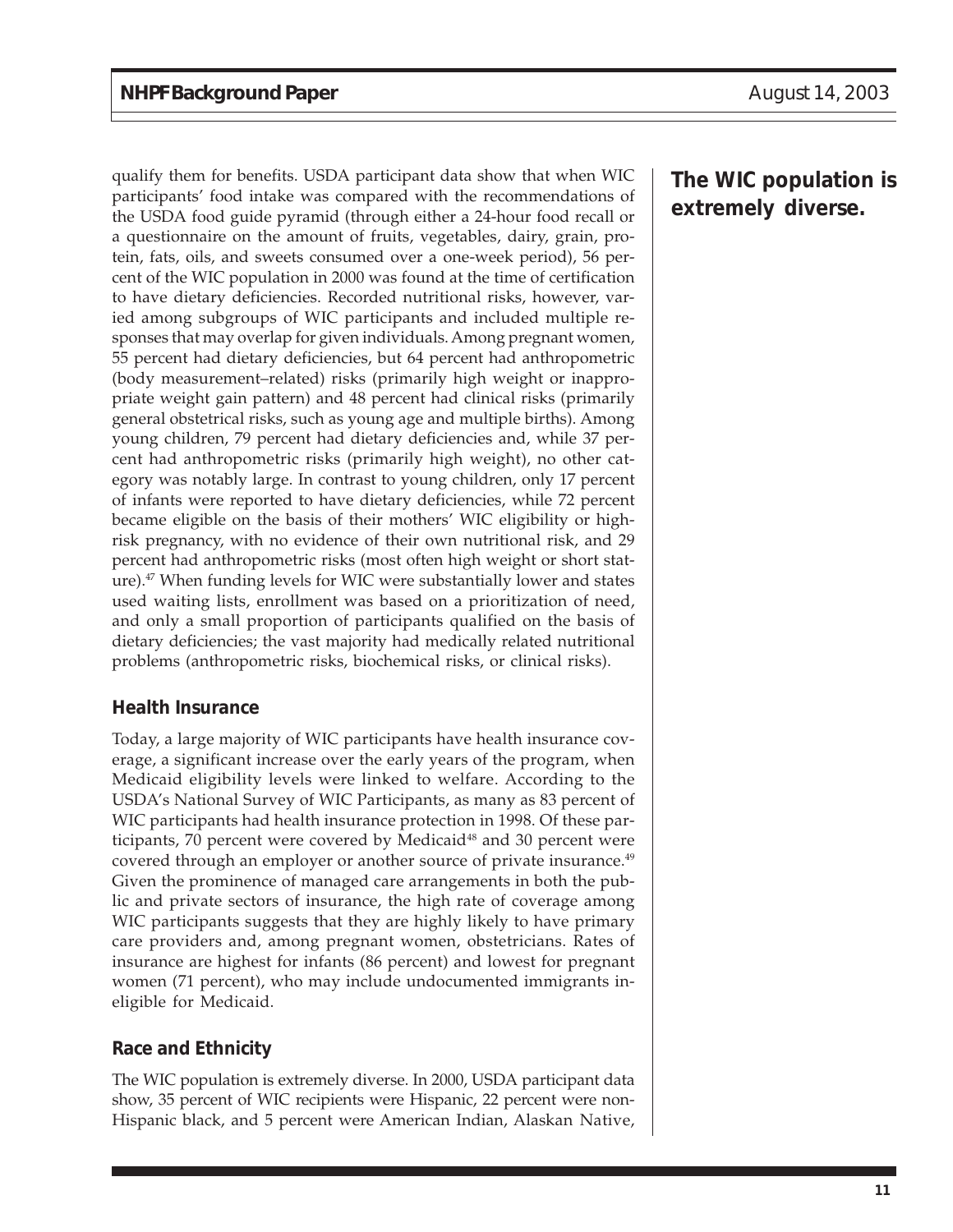qualify them for benefits. USDA participant data show that when WIC participants' food intake was compared with the recommendations of the USDA food guide pyramid (through either a 24-hour food recall or a questionnaire on the amount of fruits, vegetables, dairy, grain, protein, fats, oils, and sweets consumed over a one-week period), 56 percent of the WIC population in 2000 was found at the time of certification to have dietary deficiencies. Recorded nutritional risks, however, varied among subgroups of WIC participants and included multiple responses that may overlap for given individuals. Among pregnant women, 55 percent had dietary deficiencies, but 64 percent had anthropometric (body measurement–related) risks (primarily high weight or inappropriate weight gain pattern) and 48 percent had clinical risks (primarily general obstetrical risks, such as young age and multiple births). Among young children, 79 percent had dietary deficiencies and, while 37 percent had anthropometric risks (primarily high weight), no other category was notably large. In contrast to young children, only 17 percent of infants were reported to have dietary deficiencies, while 72 percent became eligible on the basis of their mothers' WIC eligibility or high-risk pregnancy, with no evidence of their own nutritional risk, and 29 percent had anthropometric risks (most often high weight or short stature).[47] When funding levels for WIC were substantially lower and states used waiting lists, enrollment was based on a prioritization of need, and only a small proportion of participants qualified on the basis of dietary deficiencies; the vast majority had medically related nutritional problems (anthropometric risks, biochemical risks, or clinical risks).

**The WIC population is extremely diverse.**

### Health Insurance

Today, a large majority of WIC participants have health insurance coverage, a significant increase over the early years of the program, when Medicaid eligibility levels were linked to welfare. According to the USDA's National Survey of WIC Participants, as many as 83 percent of WIC participants had health insurance protection in 1998. Of these participants, 70 percent were covered by Medicaid[48] and 30 percent were covered through an employer or another source of private insurance.[49] Given the prominence of managed care arrangements in both the public and private sectors of insurance, the high rate of coverage among WIC participants suggests that they are highly likely to have primary care providers and, among pregnant women, obstetricians. Rates of insurance are highest for infants (86 percent) and lowest for pregnant women (71 percent), who may include undocumented immigrants ineligible for Medicaid.

### Race and Ethnicity

The WIC population is extremely diverse. In 2000, USDA participant data show, 35 percent of WIC recipients were Hispanic, 22 percent were non-Hispanic black, and 5 percent were American Indian, Alaskan Native,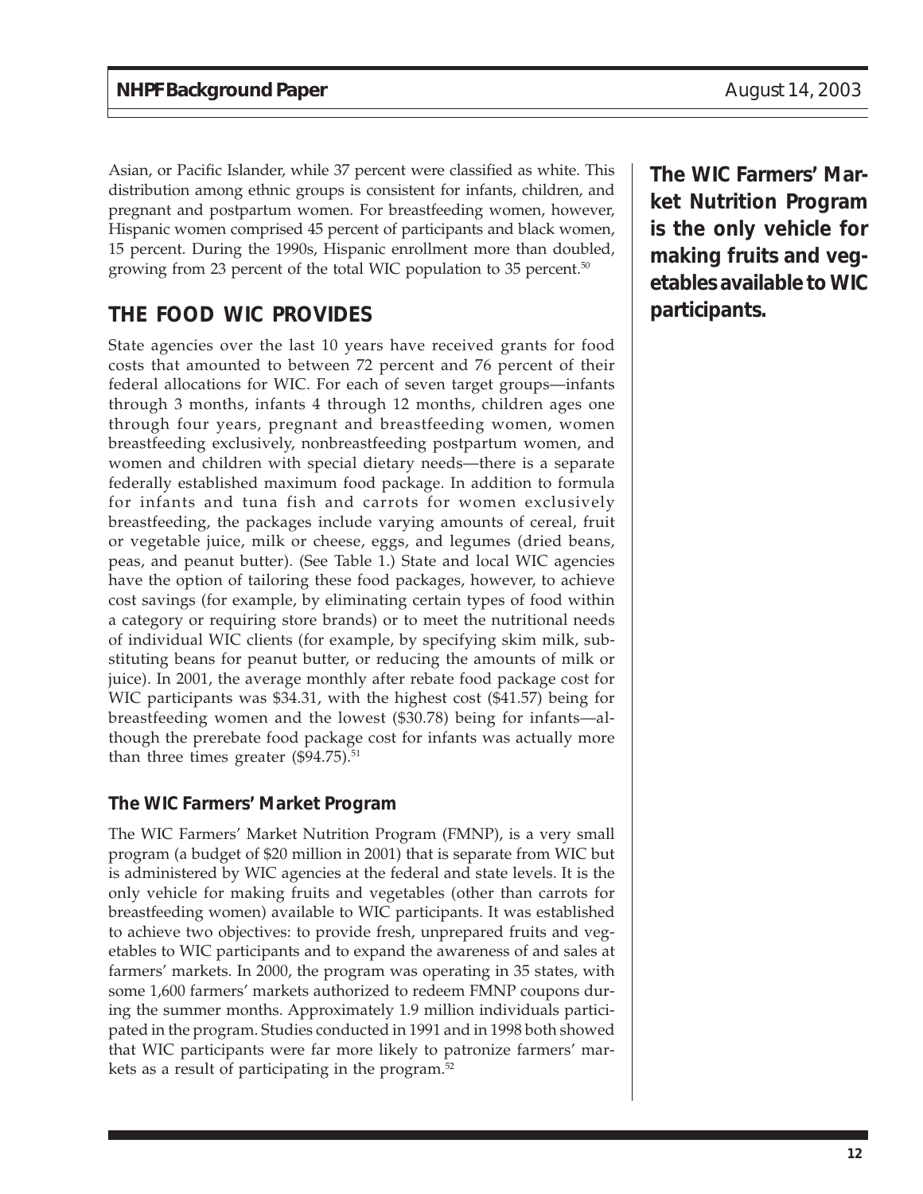Asian, or Pacific Islander, while 37 percent were classified as white. This distribution among ethnic groups is consistent for infants, children, and pregnant and postpartum women. For breastfeeding women, however, Hispanic women comprised 45 percent of participants and black women, 15 percent. During the 1990s, Hispanic enrollment more than doubled, growing from 23 percent of the total WIC population to 35 percent.[50]

**The WIC Farmers' Market Nutrition Program is the only vehicle for making fruits and vegetables available to WIC participants.**

## THE FOOD WIC PROVIDES

State agencies over the last 10 years have received grants for food costs that amounted to between 72 percent and 76 percent of their federal allocations for WIC. For each of seven target groups—infants through 3 months, infants 4 through 12 months, children ages one through four years, pregnant and breastfeeding women, women breastfeeding exclusively, nonbreastfeeding postpartum women, and women and children with special dietary needs—there is a separate federally established maximum food package. In addition to formula for infants and tuna fish and carrots for women exclusively breastfeeding, the packages include varying amounts of cereal, fruit or vegetable juice, milk or cheese, eggs, and legumes (dried beans, peas, and peanut butter). (See Table 1.) State and local WIC agencies have the option of tailoring these food packages, however, to achieve cost savings (for example, by eliminating certain types of food within a category or requiring store brands) or to meet the nutritional needs of individual WIC clients (for example, by specifying skim milk, substituting beans for peanut butter, or reducing the amounts of milk or juice). In 2001, the average monthly after rebate food package cost for WIC participants was $34.31, with the highest cost ($41.57) being for breastfeeding women and the lowest ($30.78) being for infants—although the prerebate food package cost for infants was actually more than three times greater ($94.75).[51]

### The WIC Farmers' Market Program

The WIC Farmers' Market Nutrition Program (FMNP), is a very small program (a budget of $20 million in 2001) that is separate from WIC but is administered by WIC agencies at the federal and state levels. It is the only vehicle for making fruits and vegetables (other than carrots for breastfeeding women) available to WIC participants. It was established to achieve two objectives: to provide fresh, unprepared fruits and vegetables to WIC participants and to expand the awareness of and sales at farmers' markets. In 2000, the program was operating in 35 states, with some 1,600 farmers' markets authorized to redeem FMNP coupons during the summer months. Approximately 1.9 million individuals participated in the program. Studies conducted in 1991 and in 1998 both showed that WIC participants were far more likely to patronize farmers' markets as a result of participating in the program.[52]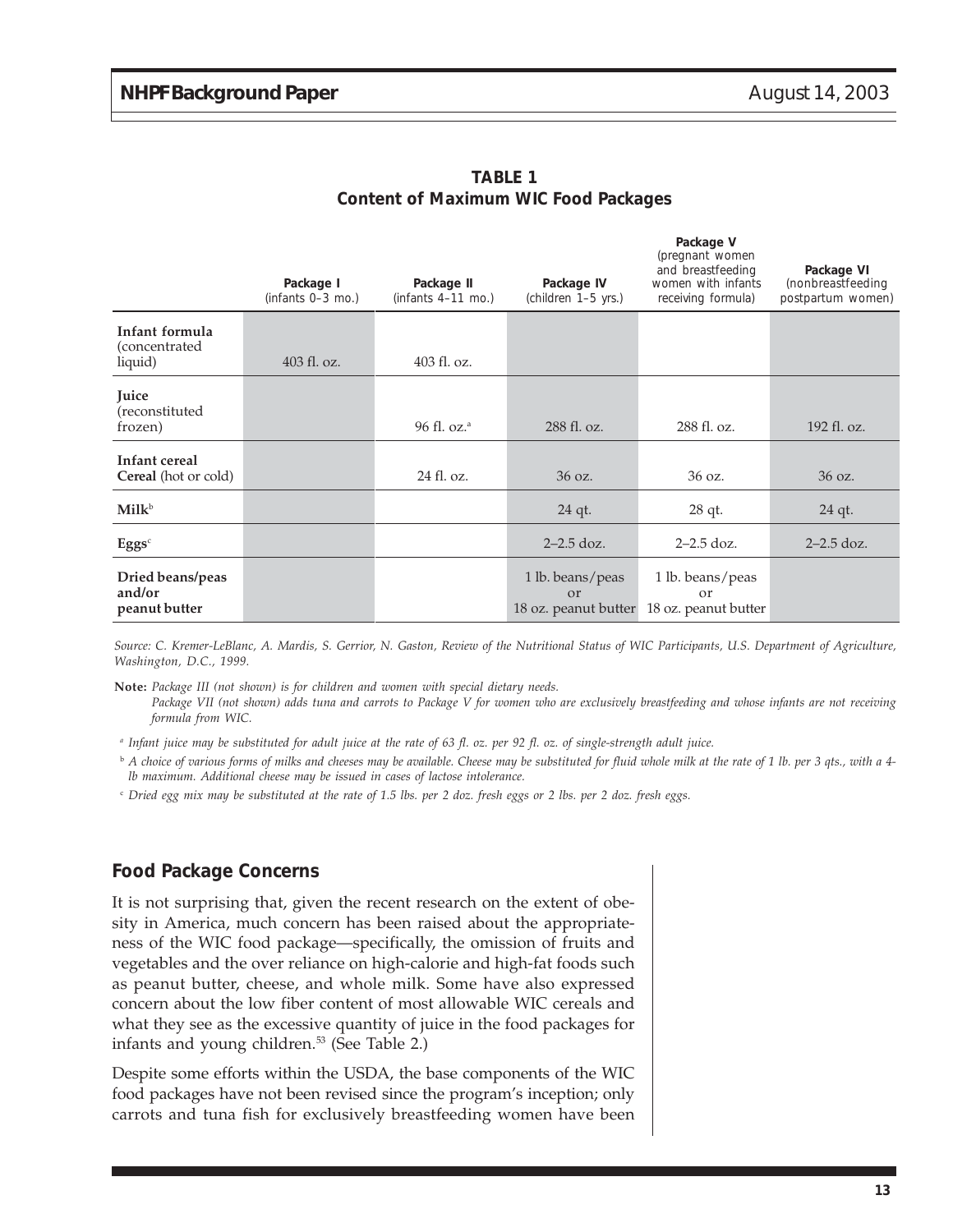**TABLE 1**
**Content of Maximum WIC Food Packages**

| | Package I (infants 0–3 mo.) | Package II (infants 4–11 mo.) | Package IV (children 1–5 yrs.) | Package V (pregnant women and breastfeeding women with infants receiving formula) | Package VI (nonbreastfeeding postpartum women) |
|---|---|---|---|---|---|
| **Infant formula** (concentrated liquid) | 403 fl. oz. | 403 fl. oz. | | | |
| **Juice** (reconstituted frozen) | | 96 fl. oz.[a] | 288 fl. oz. | 288 fl. oz. | 192 fl. oz. |
| **Infant cereal** **Cereal** (hot or cold) | | 24 fl. oz. | 36 oz. | 36 oz. | 36 oz. |
| **Milk**[b] | | | 24 qt. | 28 qt. | 24 qt. |
| **Eggs**[c] | | | 2–2.5 doz. | 2–2.5 doz. | 2–2.5 doz. |
| **Dried beans/peas and/or peanut butter** | | | 1 lb. beans/peas or 18 oz. peanut butter | 1 lb. beans/peas or 18 oz. peanut butter | |

*Source: C. Kremer-LeBlanc, A. Mardis, S. Gerrior, N. Gaston, Review of the Nutritional Status of WIC Participants, U.S. Department of Agriculture, Washington, D.C., 1999.*

**Note:** *Package III (not shown) is for children and women with special dietary needs.*
*Package VII (not shown) adds tuna and carrots to Package V for women who are exclusively breastfeeding and whose infants are not receiving formula from WIC.*

[a] *Infant juice may be substituted for adult juice at the rate of 63 fl. oz. per 92 fl. oz. of single-strength adult juice.*

[b] *A choice of various forms of milks and cheeses may be available. Cheese may be substituted for fluid whole milk at the rate of 1 lb. per 3 qts., with a 4-lb maximum. Additional cheese may be issued in cases of lactose intolerance.*

[c] *Dried egg mix may be substituted at the rate of 1.5 lbs. per 2 doz. fresh eggs or 2 lbs. per 2 doz. fresh eggs.*

## Food Package Concerns

It is not surprising that, given the recent research on the extent of obesity in America, much concern has been raised about the appropriateness of the WIC food package—specifically, the omission of fruits and vegetables and the over reliance on high-calorie and high-fat foods such as peanut butter, cheese, and whole milk. Some have also expressed concern about the low fiber content of most allowable WIC cereals and what they see as the excessive quantity of juice in the food packages for infants and young children.[53] (See Table 2.)

Despite some efforts within the USDA, the base components of the WIC food packages have not been revised since the program's inception; only carrots and tuna fish for exclusively breastfeeding women have been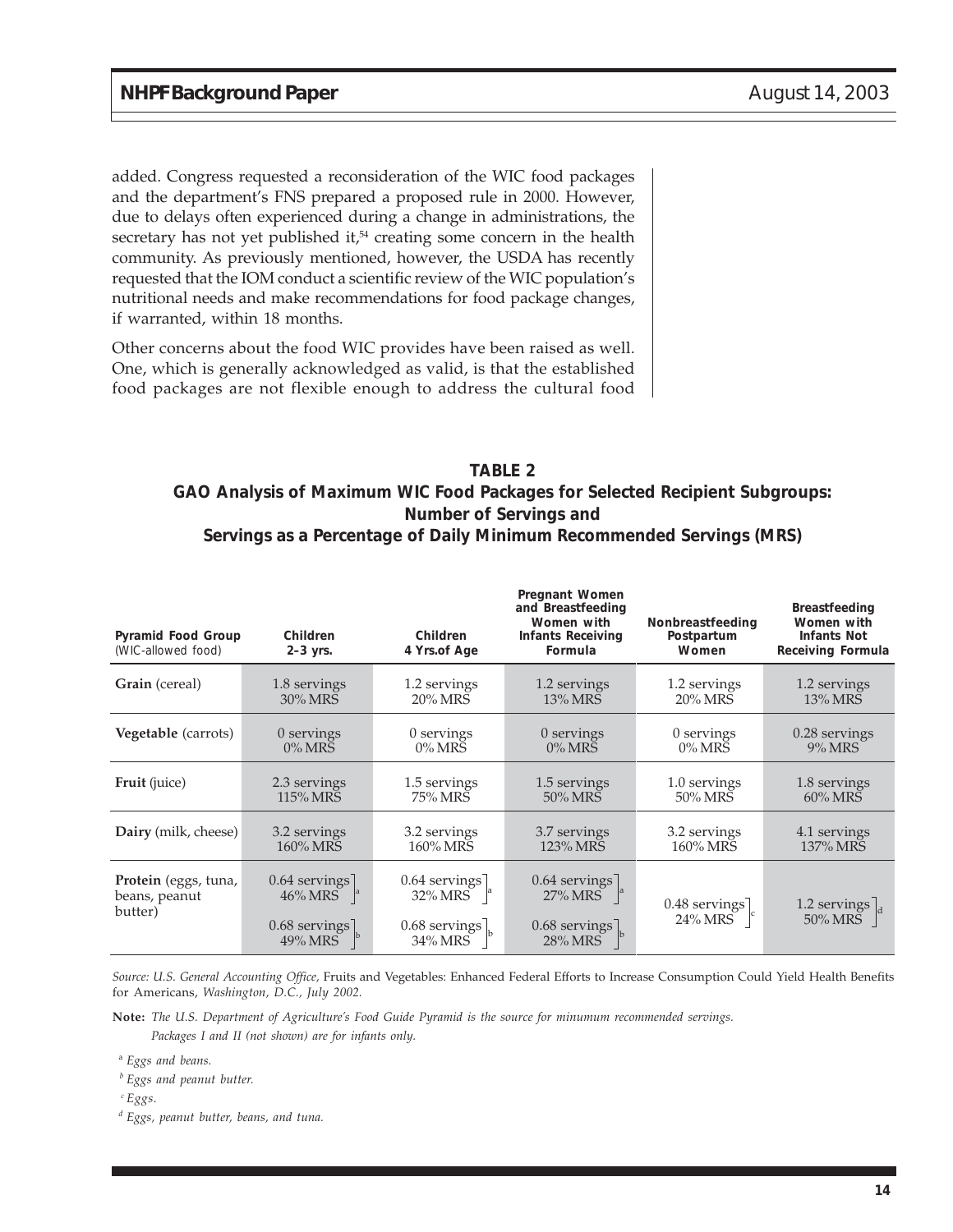added. Congress requested a reconsideration of the WIC food packages and the department's FNS prepared a proposed rule in 2000. However, due to delays often experienced during a change in administrations, the secretary has not yet published it,[54] creating some concern in the health community. As previously mentioned, however, the USDA has recently requested that the IOM conduct a scientific review of the WIC population's nutritional needs and make recommendations for food package changes, if warranted, within 18 months.

Other concerns about the food WIC provides have been raised as well. One, which is generally acknowledged as valid, is that the established food packages are not flexible enough to address the cultural food

**TABLE 2**
**GAO Analysis of Maximum WIC Food Packages for Selected Recipient Subgroups: Number of Servings and Servings as a Percentage of Daily Minimum Recommended Servings (MRS)**

| Pyramid Food Group (WIC-allowed food) | Children 2–3 yrs. | Children 4 Yrs.of Age | Pregnant Women and Breastfeeding Women with Infants Receiving Formula | Nonbreastfeeding Postpartum Women | Breastfeeding Women with Infants Not Receiving Formula |
|---|---|---|---|---|---|
| **Grain** (cereal) | 1.8 servings 30% MRS | 1.2 servings 20% MRS | 1.2 servings 13% MRS | 1.2 servings 20% MRS | 1.2 servings 13% MRS |
| **Vegetable** (carrots) | 0 servings 0% MRS | 0 servings 0% MRS | 0 servings 0% MRS | 0 servings 0% MRS | 0.28 servings 9% MRS |
| **Fruit** (juice) | 2.3 servings 115% MRS | 1.5 servings 75% MRS | 1.5 servings 50% MRS | 1.0 servings 50% MRS | 1.8 servings 60% MRS |
| **Dairy** (milk, cheese) | 3.2 servings 160% MRS | 3.2 servings 160% MRS | 3.7 servings 123% MRS | 3.2 servings 160% MRS | 4.1 servings 137% MRS |
| **Protein** (eggs, tuna, beans, peanut butter) | 0.64 servings 46% MRS [a]; 0.68 servings 49% MRS [b] | 0.64 servings 32% MRS [a]; 0.68 servings 34% MRS [b] | 0.64 servings 27% MRS [a]; 0.68 servings 28% MRS [b] | 0.48 servings 24% MRS [c] | 1.2 servings 50% MRS [d] |

*Source: U.S. General Accounting Office,* Fruits and Vegetables: Enhanced Federal Efforts to Increase Consumption Could Yield Health Benefits for Americans, *Washington, D.C., July 2002.*

**Note:** *The U.S. Department of Agriculture's Food Guide Pyramid is the source for minumum recommended servings. Packages I and II (not shown) are for infants only.*

[a] *Eggs and beans.*

[b] *Eggs and peanut butter.*

[c] *Eggs.*

[d] *Eggs, peanut butter, beans, and tuna.*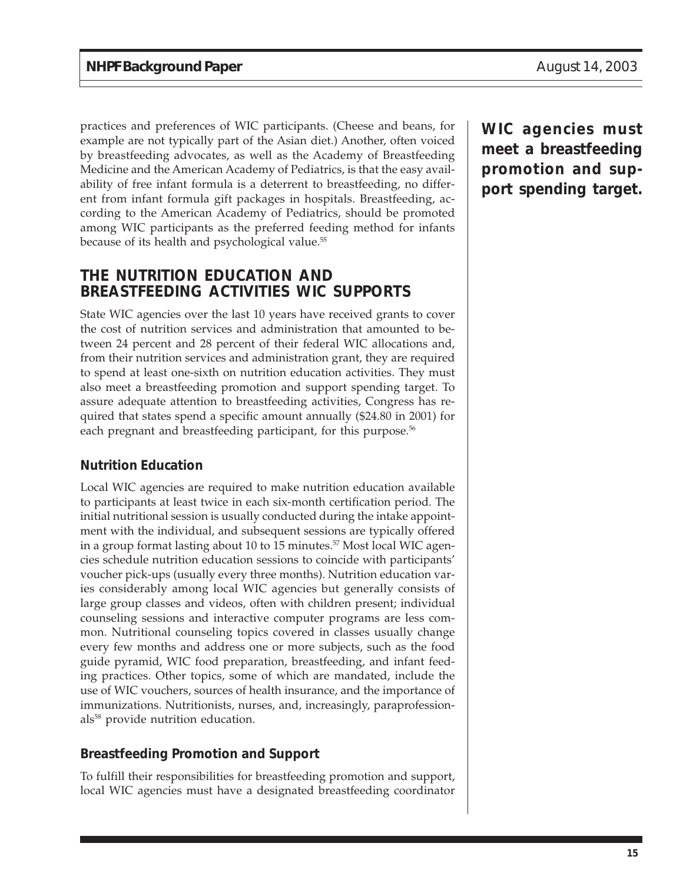practices and preferences of WIC participants. (Cheese and beans, for example are not typically part of the Asian diet.) Another, often voiced by breastfeeding advocates, as well as the Academy of Breastfeeding Medicine and the American Academy of Pediatrics, is that the easy availability of free infant formula is a deterrent to breastfeeding, no different from infant formula gift packages in hospitals. Breastfeeding, according to the American Academy of Pediatrics, should be promoted among WIC participants as the preferred feeding method for infants because of its health and psychological value.[55]

**WIC agencies must meet a breastfeeding promotion and support spending target.**

## THE NUTRITION EDUCATION AND BREASTFEEDING ACTIVITIES WIC SUPPORTS

State WIC agencies over the last 10 years have received grants to cover the cost of nutrition services and administration that amounted to between 24 percent and 28 percent of their federal WIC allocations and, from their nutrition services and administration grant, they are required to spend at least one-sixth on nutrition education activities. They must also meet a breastfeeding promotion and support spending target. To assure adequate attention to breastfeeding activities, Congress has required that states spend a specific amount annually ($24.80 in 2001) for each pregnant and breastfeeding participant, for this purpose.[56]

### Nutrition Education

Local WIC agencies are required to make nutrition education available to participants at least twice in each six-month certification period. The initial nutritional session is usually conducted during the intake appointment with the individual, and subsequent sessions are typically offered in a group format lasting about 10 to 15 minutes.[57] Most local WIC agencies schedule nutrition education sessions to coincide with participants' voucher pick-ups (usually every three months). Nutrition education varies considerably among local WIC agencies but generally consists of large group classes and videos, often with children present; individual counseling sessions and interactive computer programs are less common. Nutritional counseling topics covered in classes usually change every few months and address one or more subjects, such as the food guide pyramid, WIC food preparation, breastfeeding, and infant feeding practices. Other topics, some of which are mandated, include the use of WIC vouchers, sources of health insurance, and the importance of immunizations. Nutritionists, nurses, and, increasingly, paraprofessionals[58] provide nutrition education.

### Breastfeeding Promotion and Support

To fulfill their responsibilities for breastfeeding promotion and support, local WIC agencies must have a designated breastfeeding coordinator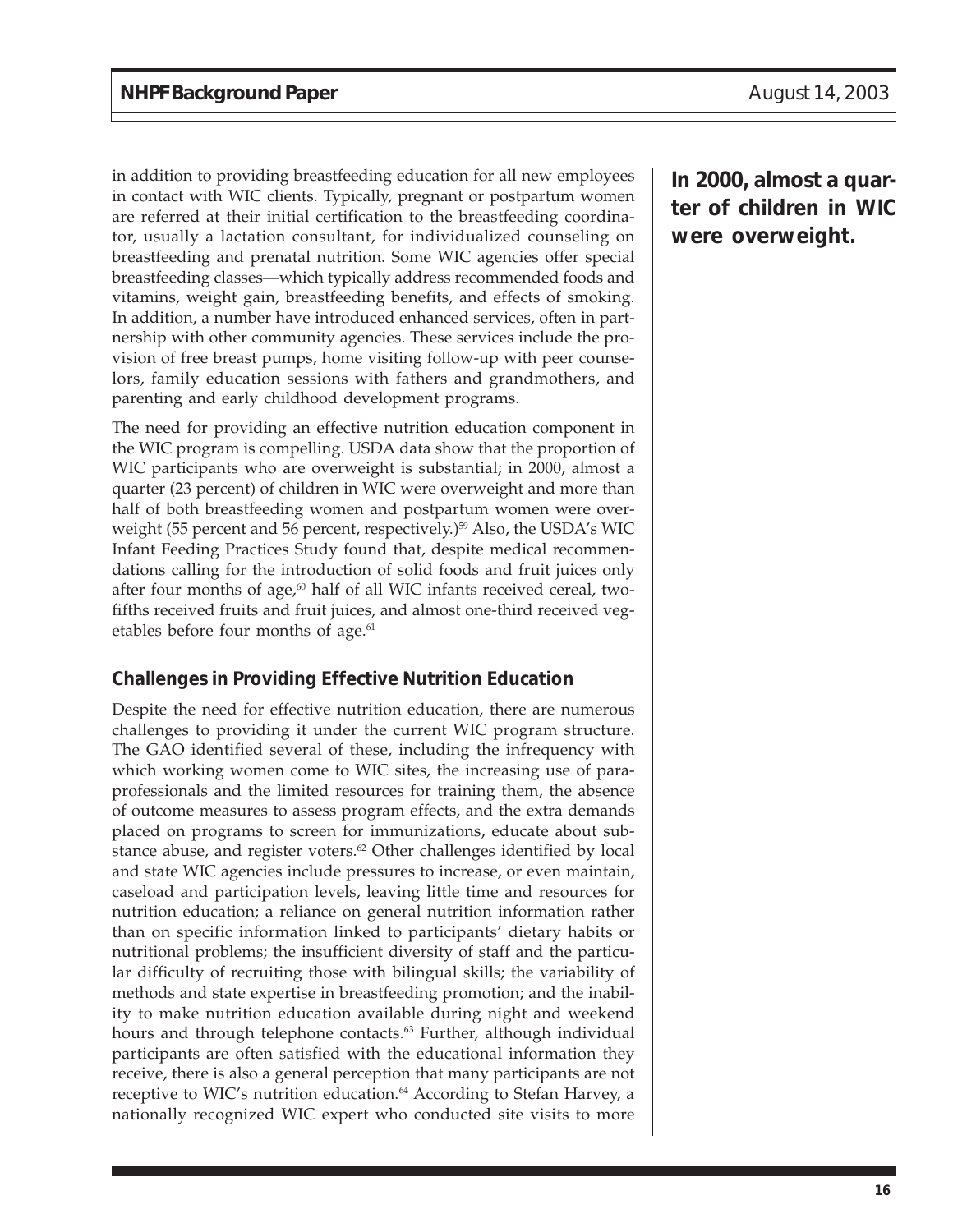in addition to providing breastfeeding education for all new employees in contact with WIC clients. Typically, pregnant or postpartum women are referred at their initial certification to the breastfeeding coordinator, usually a lactation consultant, for individualized counseling on breastfeeding and prenatal nutrition. Some WIC agencies offer special breastfeeding classes—which typically address recommended foods and vitamins, weight gain, breastfeeding benefits, and effects of smoking. In addition, a number have introduced enhanced services, often in partnership with other community agencies. These services include the provision of free breast pumps, home visiting follow-up with peer counselors, family education sessions with fathers and grandmothers, and parenting and early childhood development programs.

**In 2000, almost a quarter of children in WIC were overweight.**

The need for providing an effective nutrition education component in the WIC program is compelling. USDA data show that the proportion of WIC participants who are overweight is substantial; in 2000, almost a quarter (23 percent) of children in WIC were overweight and more than half of both breastfeeding women and postpartum women were overweight (55 percent and 56 percent, respectively.)[59] Also, the USDA's WIC Infant Feeding Practices Study found that, despite medical recommendations calling for the introduction of solid foods and fruit juices only after four months of age,[60] half of all WIC infants received cereal, two-fifths received fruits and fruit juices, and almost one-third received vegetables before four months of age.[61]

## Challenges in Providing Effective Nutrition Education

Despite the need for effective nutrition education, there are numerous challenges to providing it under the current WIC program structure. The GAO identified several of these, including the infrequency with which working women come to WIC sites, the increasing use of paraprofessionals and the limited resources for training them, the absence of outcome measures to assess program effects, and the extra demands placed on programs to screen for immunizations, educate about substance abuse, and register voters.[62] Other challenges identified by local and state WIC agencies include pressures to increase, or even maintain, caseload and participation levels, leaving little time and resources for nutrition education; a reliance on general nutrition information rather than on specific information linked to participants' dietary habits or nutritional problems; the insufficient diversity of staff and the particular difficulty of recruiting those with bilingual skills; the variability of methods and state expertise in breastfeeding promotion; and the inability to make nutrition education available during night and weekend hours and through telephone contacts.[63] Further, although individual participants are often satisfied with the educational information they receive, there is also a general perception that many participants are not receptive to WIC's nutrition education.[64] According to Stefan Harvey, a nationally recognized WIC expert who conducted site visits to more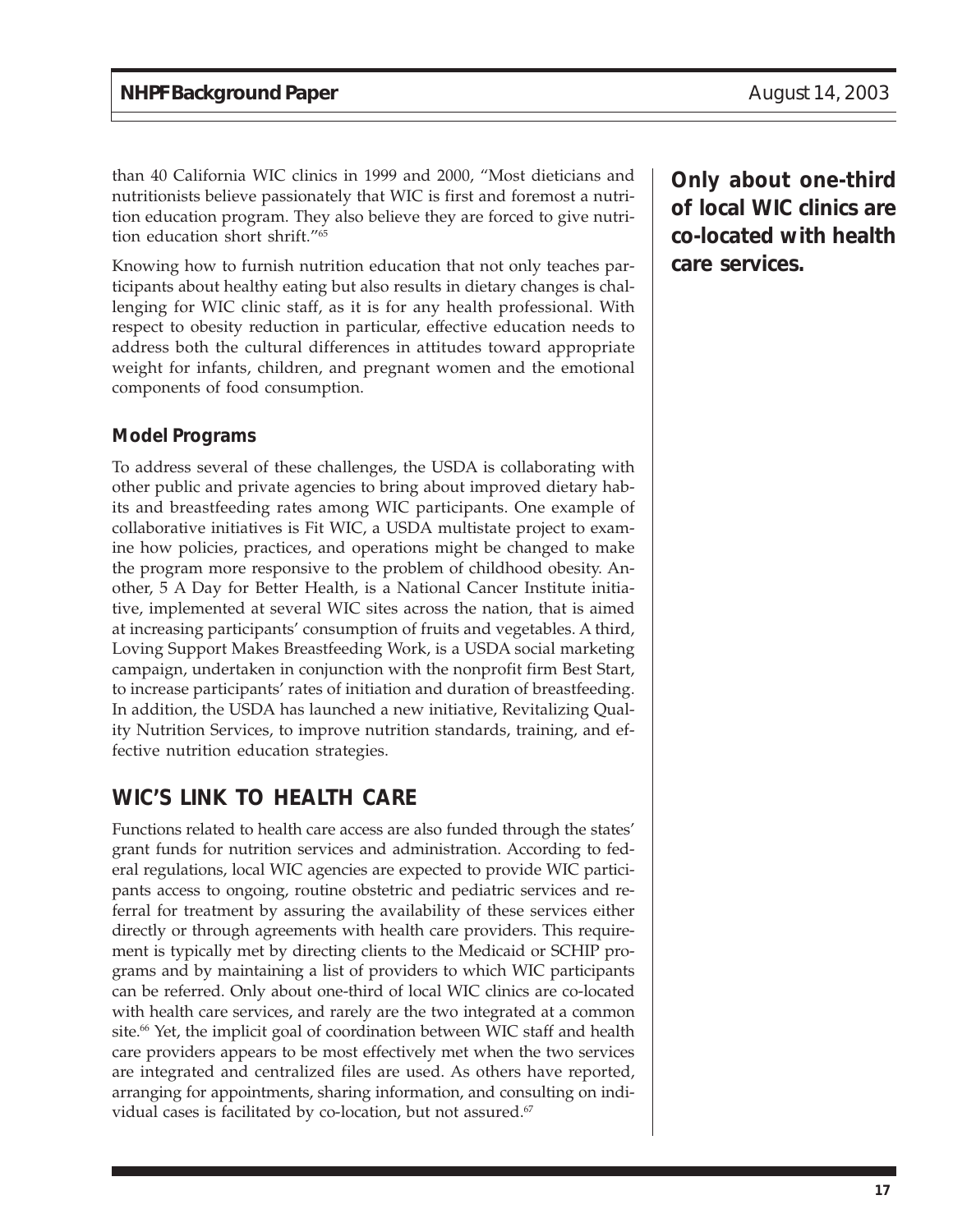than 40 California WIC clinics in 1999 and 2000, "Most dieticians and nutritionists believe passionately that WIC is first and foremost a nutrition education program. They also believe they are forced to give nutrition education short shrift."[65]

**Only about one-third of local WIC clinics are co-located with health care services.**

Knowing how to furnish nutrition education that not only teaches participants about healthy eating but also results in dietary changes is challenging for WIC clinic staff, as it is for any health professional. With respect to obesity reduction in particular, effective education needs to address both the cultural differences in attitudes toward appropriate weight for infants, children, and pregnant women and the emotional components of food consumption.

### Model Programs

To address several of these challenges, the USDA is collaborating with other public and private agencies to bring about improved dietary habits and breastfeeding rates among WIC participants. One example of collaborative initiatives is Fit WIC, a USDA multistate project to examine how policies, practices, and operations might be changed to make the program more responsive to the problem of childhood obesity. Another, 5 A Day for Better Health, is a National Cancer Institute initiative, implemented at several WIC sites across the nation, that is aimed at increasing participants' consumption of fruits and vegetables. A third, Loving Support Makes Breastfeeding Work, is a USDA social marketing campaign, undertaken in conjunction with the nonprofit firm Best Start, to increase participants' rates of initiation and duration of breastfeeding. In addition, the USDA has launched a new initiative, Revitalizing Quality Nutrition Services, to improve nutrition standards, training, and effective nutrition education strategies.

## WIC'S LINK TO HEALTH CARE

Functions related to health care access are also funded through the states' grant funds for nutrition services and administration. According to federal regulations, local WIC agencies are expected to provide WIC participants access to ongoing, routine obstetric and pediatric services and referral for treatment by assuring the availability of these services either directly or through agreements with health care providers. This requirement is typically met by directing clients to the Medicaid or SCHIP programs and by maintaining a list of providers to which WIC participants can be referred. Only about one-third of local WIC clinics are co-located with health care services, and rarely are the two integrated at a common site.[66] Yet, the implicit goal of coordination between WIC staff and health care providers appears to be most effectively met when the two services are integrated and centralized files are used. As others have reported, arranging for appointments, sharing information, and consulting on individual cases is facilitated by co-location, but not assured.[67]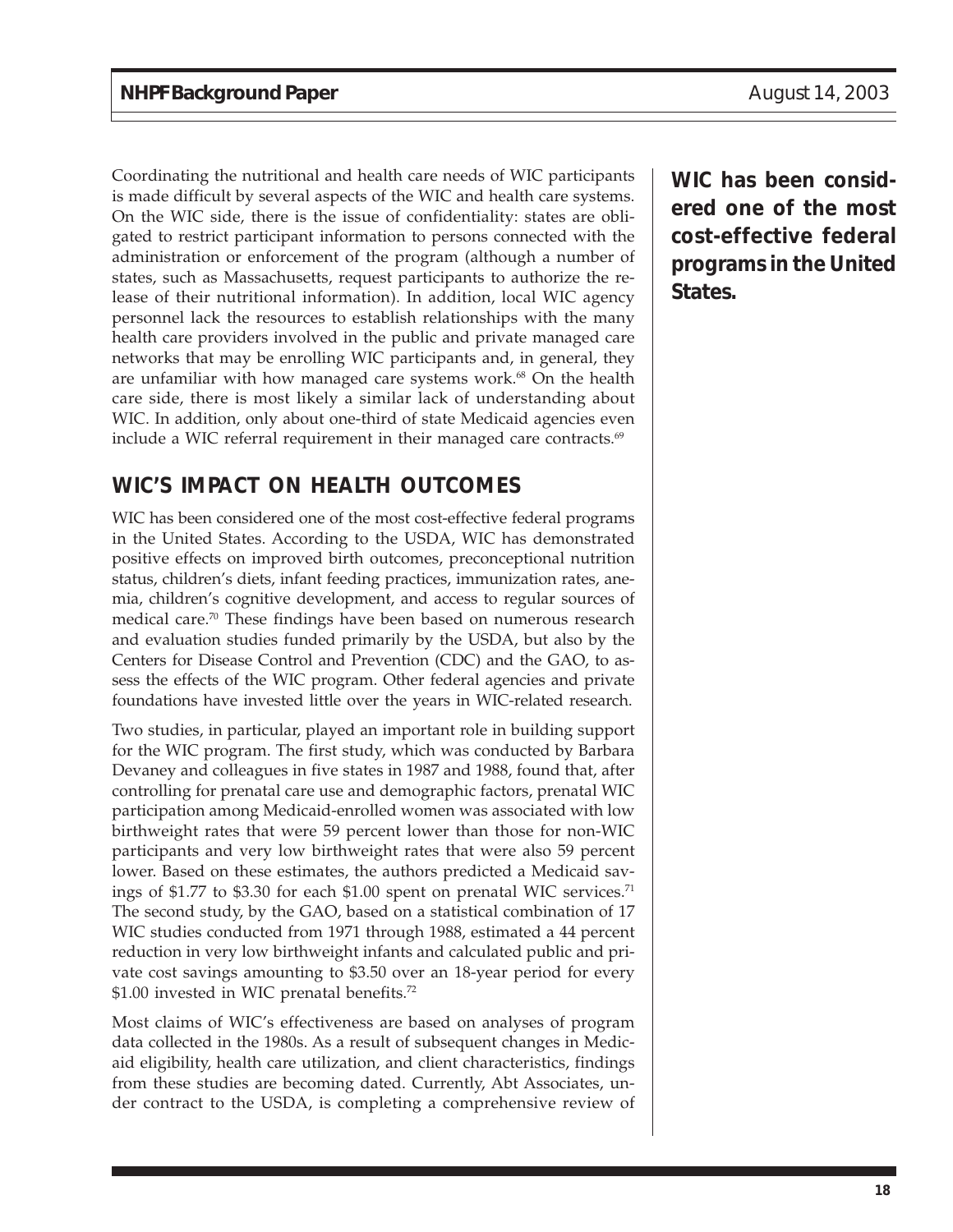Coordinating the nutritional and health care needs of WIC participants is made difficult by several aspects of the WIC and health care systems. On the WIC side, there is the issue of confidentiality: states are obligated to restrict participant information to persons connected with the administration or enforcement of the program (although a number of states, such as Massachusetts, request participants to authorize the release of their nutritional information). In addition, local WIC agency personnel lack the resources to establish relationships with the many health care providers involved in the public and private managed care networks that may be enrolling WIC participants and, in general, they are unfamiliar with how managed care systems work.[68] On the health care side, there is most likely a similar lack of understanding about WIC. In addition, only about one-third of state Medicaid agencies even include a WIC referral requirement in their managed care contracts.[69]

## WIC'S IMPACT ON HEALTH OUTCOMES

**WIC has been considered one of the most cost-effective federal programs in the United States.**

WIC has been considered one of the most cost-effective federal programs in the United States. According to the USDA, WIC has demonstrated positive effects on improved birth outcomes, preconceptional nutrition status, children's diets, infant feeding practices, immunization rates, anemia, children's cognitive development, and access to regular sources of medical care.[70] These findings have been based on numerous research and evaluation studies funded primarily by the USDA, but also by the Centers for Disease Control and Prevention (CDC) and the GAO, to assess the effects of the WIC program. Other federal agencies and private foundations have invested little over the years in WIC-related research.

Two studies, in particular, played an important role in building support for the WIC program. The first study, which was conducted by Barbara Devaney and colleagues in five states in 1987 and 1988, found that, after controlling for prenatal care use and demographic factors, prenatal WIC participation among Medicaid-enrolled women was associated with low birthweight rates that were 59 percent lower than those for non-WIC participants and very low birthweight rates that were also 59 percent lower. Based on these estimates, the authors predicted a Medicaid savings of \$1.77 to \$3.30 for each \$1.00 spent on prenatal WIC services.[71] The second study, by the GAO, based on a statistical combination of 17 WIC studies conducted from 1971 through 1988, estimated a 44 percent reduction in very low birthweight infants and calculated public and private cost savings amounting to \$3.50 over an 18-year period for every \$1.00 invested in WIC prenatal benefits.[72]

Most claims of WIC's effectiveness are based on analyses of program data collected in the 1980s. As a result of subsequent changes in Medicaid eligibility, health care utilization, and client characteristics, findings from these studies are becoming dated. Currently, Abt Associates, under contract to the USDA, is completing a comprehensive review of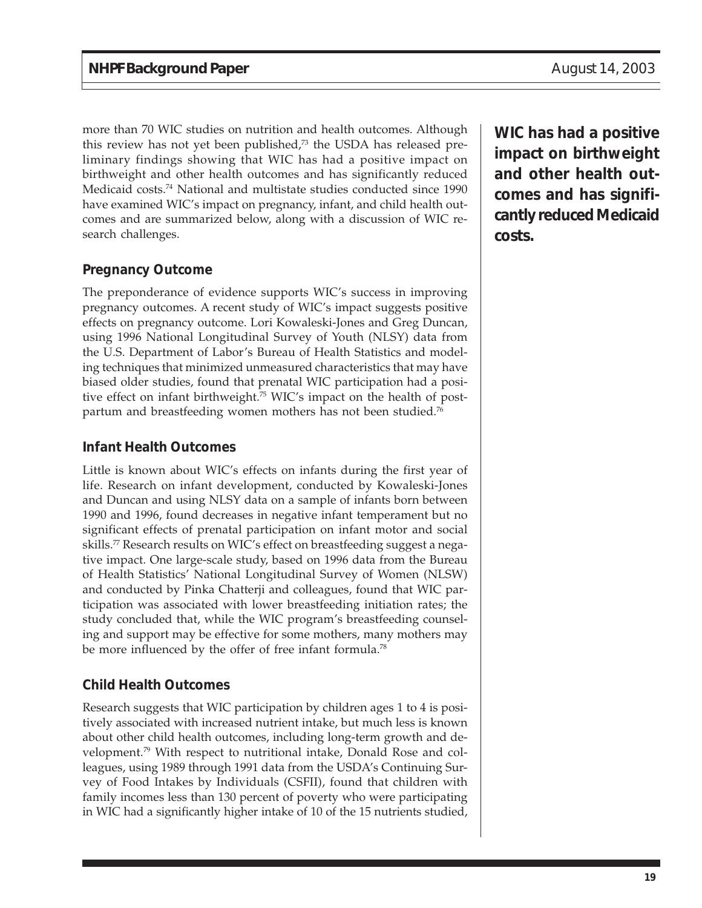more than 70 WIC studies on nutrition and health outcomes. Although this review has not yet been published,[73] the USDA has released preliminary findings showing that WIC has had a positive impact on birthweight and other health outcomes and has significantly reduced Medicaid costs.[74] National and multistate studies conducted since 1990 have examined WIC's impact on pregnancy, infant, and child health outcomes and are summarized below, along with a discussion of WIC research challenges.

**WIC has had a positive impact on birthweight and other health outcomes and has significantly reduced Medicaid costs.**

### Pregnancy Outcome

The preponderance of evidence supports WIC's success in improving pregnancy outcomes. A recent study of WIC's impact suggests positive effects on pregnancy outcome. Lori Kowaleski-Jones and Greg Duncan, using 1996 National Longitudinal Survey of Youth (NLSY) data from the U.S. Department of Labor's Bureau of Health Statistics and modeling techniques that minimized unmeasured characteristics that may have biased older studies, found that prenatal WIC participation had a positive effect on infant birthweight.[75] WIC's impact on the health of postpartum and breastfeeding women mothers has not been studied.[76]

### Infant Health Outcomes

Little is known about WIC's effects on infants during the first year of life. Research on infant development, conducted by Kowaleski-Jones and Duncan and using NLSY data on a sample of infants born between 1990 and 1996, found decreases in negative infant temperament but no significant effects of prenatal participation on infant motor and social skills.[77] Research results on WIC's effect on breastfeeding suggest a negative impact. One large-scale study, based on 1996 data from the Bureau of Health Statistics' National Longitudinal Survey of Women (NLSW) and conducted by Pinka Chatterji and colleagues, found that WIC participation was associated with lower breastfeeding initiation rates; the study concluded that, while the WIC program's breastfeeding counseling and support may be effective for some mothers, many mothers may be more influenced by the offer of free infant formula.[78]

### Child Health Outcomes

Research suggests that WIC participation by children ages 1 to 4 is positively associated with increased nutrient intake, but much less is known about other child health outcomes, including long-term growth and development.[79] With respect to nutritional intake, Donald Rose and colleagues, using 1989 through 1991 data from the USDA's Continuing Survey of Food Intakes by Individuals (CSFII), found that children with family incomes less than 130 percent of poverty who were participating in WIC had a significantly higher intake of 10 of the 15 nutrients studied,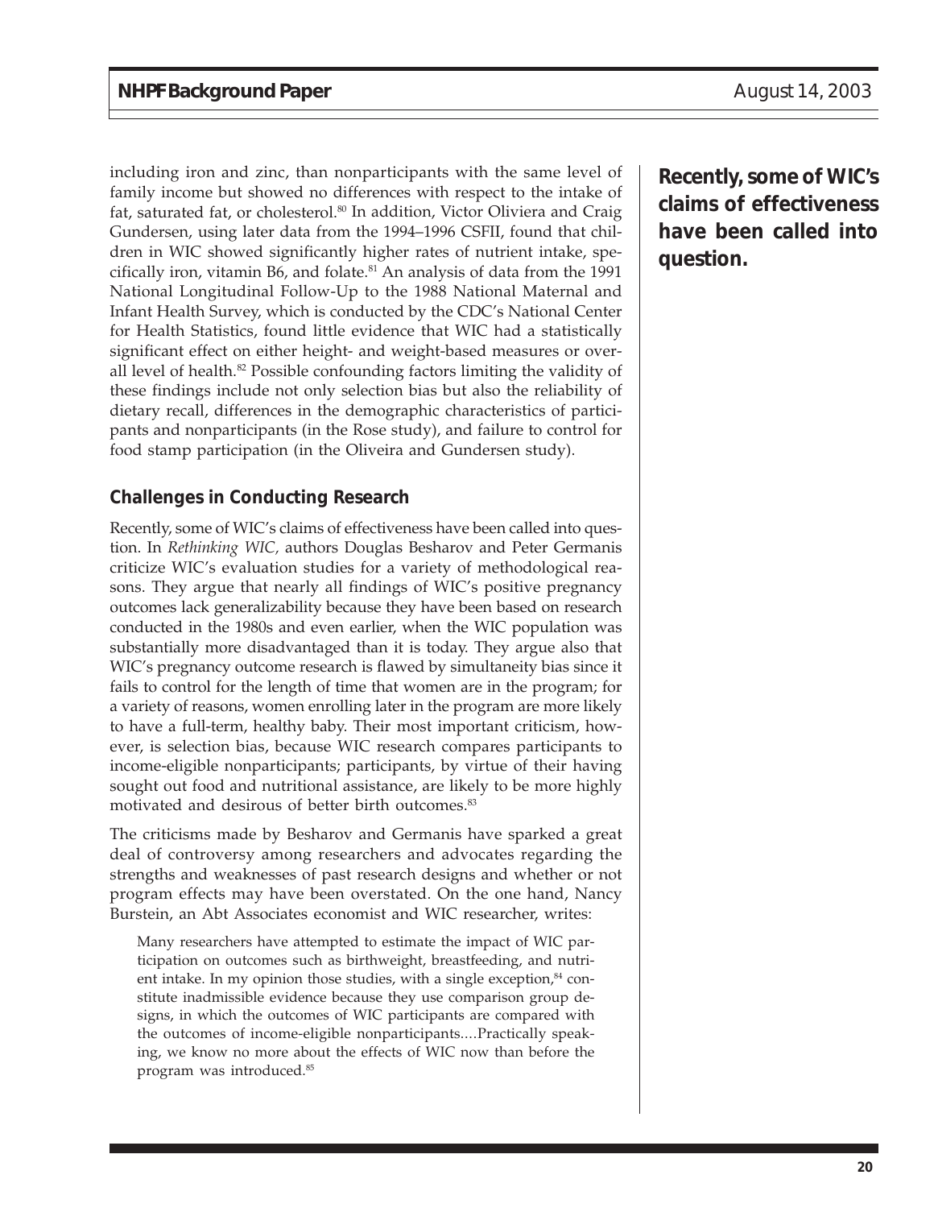including iron and zinc, than nonparticipants with the same level of family income but showed no differences with respect to the intake of fat, saturated fat, or cholesterol.[80] In addition, Victor Oliviera and Craig Gundersen, using later data from the 1994–1996 CSFII, found that children in WIC showed significantly higher rates of nutrient intake, specifically iron, vitamin B6, and folate.[81] An analysis of data from the 1991 National Longitudinal Follow-Up to the 1988 National Maternal and Infant Health Survey, which is conducted by the CDC's National Center for Health Statistics, found little evidence that WIC had a statistically significant effect on either height- and weight-based measures or overall level of health.[82] Possible confounding factors limiting the validity of these findings include not only selection bias but also the reliability of dietary recall, differences in the demographic characteristics of participants and nonparticipants (in the Rose study), and failure to control for food stamp participation (in the Oliveira and Gundersen study).

**Recently, some of WIC's claims of effectiveness have been called into question.**

### Challenges in Conducting Research

Recently, some of WIC's claims of effectiveness have been called into question. In *Rethinking WIC,* authors Douglas Besharov and Peter Germanis criticize WIC's evaluation studies for a variety of methodological reasons. They argue that nearly all findings of WIC's positive pregnancy outcomes lack generalizability because they have been based on research conducted in the 1980s and even earlier, when the WIC population was substantially more disadvantaged than it is today. They argue also that WIC's pregnancy outcome research is flawed by simultaneity bias since it fails to control for the length of time that women are in the program; for a variety of reasons, women enrolling later in the program are more likely to have a full-term, healthy baby. Their most important criticism, however, is selection bias, because WIC research compares participants to income-eligible nonparticipants; participants, by virtue of their having sought out food and nutritional assistance, are likely to be more highly motivated and desirous of better birth outcomes.[83]

The criticisms made by Besharov and Germanis have sparked a great deal of controversy among researchers and advocates regarding the strengths and weaknesses of past research designs and whether or not program effects may have been overstated. On the one hand, Nancy Burstein, an Abt Associates economist and WIC researcher, writes:

> Many researchers have attempted to estimate the impact of WIC participation on outcomes such as birthweight, breastfeeding, and nutrient intake. In my opinion those studies, with a single exception,[84] constitute inadmissible evidence because they use comparison group designs, in which the outcomes of WIC participants are compared with the outcomes of income-eligible nonparticipants....Practically speaking, we know no more about the effects of WIC now than before the program was introduced.[85]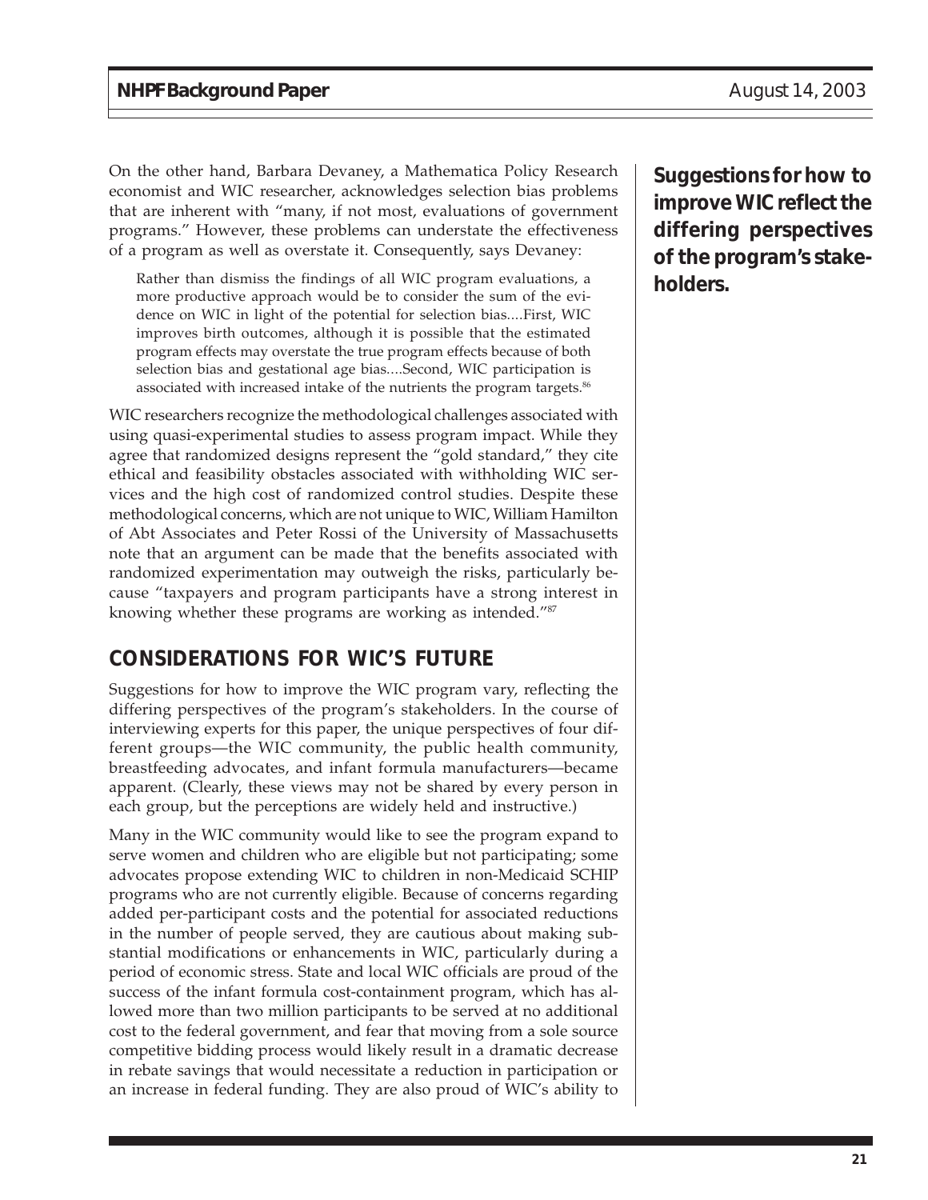On the other hand, Barbara Devaney, a Mathematica Policy Research economist and WIC researcher, acknowledges selection bias problems that are inherent with "many, if not most, evaluations of government programs." However, these problems can understate the effectiveness of a program as well as overstate it. Consequently, says Devaney:

> Rather than dismiss the findings of all WIC program evaluations, a more productive approach would be to consider the sum of the evidence on WIC in light of the potential for selection bias....First, WIC improves birth outcomes, although it is possible that the estimated program effects may overstate the true program effects because of both selection bias and gestational age bias....Second, WIC participation is associated with increased intake of the nutrients the program targets.[86]

WIC researchers recognize the methodological challenges associated with using quasi-experimental studies to assess program impact. While they agree that randomized designs represent the "gold standard," they cite ethical and feasibility obstacles associated with withholding WIC services and the high cost of randomized control studies. Despite these methodological concerns, which are not unique to WIC, William Hamilton of Abt Associates and Peter Rossi of the University of Massachusetts note that an argument can be made that the benefits associated with randomized experimentation may outweigh the risks, particularly because "taxpayers and program participants have a strong interest in knowing whether these programs are working as intended."[87]

**Suggestions for how to improve WIC reflect the differing perspectives of the program's stakeholders.**

## CONSIDERATIONS FOR WIC'S FUTURE

Suggestions for how to improve the WIC program vary, reflecting the differing perspectives of the program's stakeholders. In the course of interviewing experts for this paper, the unique perspectives of four different groups—the WIC community, the public health community, breastfeeding advocates, and infant formula manufacturers—became apparent. (Clearly, these views may not be shared by every person in each group, but the perceptions are widely held and instructive.)

Many in the WIC community would like to see the program expand to serve women and children who are eligible but not participating; some advocates propose extending WIC to children in non-Medicaid SCHIP programs who are not currently eligible. Because of concerns regarding added per-participant costs and the potential for associated reductions in the number of people served, they are cautious about making substantial modifications or enhancements in WIC, particularly during a period of economic stress. State and local WIC officials are proud of the success of the infant formula cost-containment program, which has allowed more than two million participants to be served at no additional cost to the federal government, and fear that moving from a sole source competitive bidding process would likely result in a dramatic decrease in rebate savings that would necessitate a reduction in participation or an increase in federal funding. They are also proud of WIC's ability to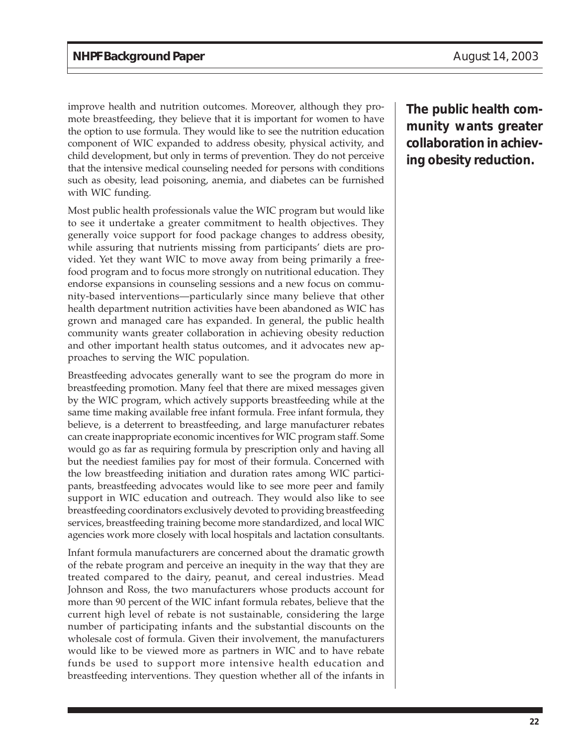improve health and nutrition outcomes. Moreover, although they promote breastfeeding, they believe that it is important for women to have the option to use formula. They would like to see the nutrition education component of WIC expanded to address obesity, physical activity, and child development, but only in terms of prevention. They do not perceive that the intensive medical counseling needed for persons with conditions such as obesity, lead poisoning, anemia, and diabetes can be furnished with WIC funding.

**The public health community wants greater collaboration in achieving obesity reduction.**

Most public health professionals value the WIC program but would like to see it undertake a greater commitment to health objectives. They generally voice support for food package changes to address obesity, while assuring that nutrients missing from participants' diets are provided. Yet they want WIC to move away from being primarily a free-food program and to focus more strongly on nutritional education. They endorse expansions in counseling sessions and a new focus on community-based interventions—particularly since many believe that other health department nutrition activities have been abandoned as WIC has grown and managed care has expanded. In general, the public health community wants greater collaboration in achieving obesity reduction and other important health status outcomes, and it advocates new approaches to serving the WIC population.

Breastfeeding advocates generally want to see the program do more in breastfeeding promotion. Many feel that there are mixed messages given by the WIC program, which actively supports breastfeeding while at the same time making available free infant formula. Free infant formula, they believe, is a deterrent to breastfeeding, and large manufacturer rebates can create inappropriate economic incentives for WIC program staff. Some would go as far as requiring formula by prescription only and having all but the neediest families pay for most of their formula. Concerned with the low breastfeeding initiation and duration rates among WIC participants, breastfeeding advocates would like to see more peer and family support in WIC education and outreach. They would also like to see breastfeeding coordinators exclusively devoted to providing breastfeeding services, breastfeeding training become more standardized, and local WIC agencies work more closely with local hospitals and lactation consultants.

Infant formula manufacturers are concerned about the dramatic growth of the rebate program and perceive an inequity in the way that they are treated compared to the dairy, peanut, and cereal industries. Mead Johnson and Ross, the two manufacturers whose products account for more than 90 percent of the WIC infant formula rebates, believe that the current high level of rebate is not sustainable, considering the large number of participating infants and the substantial discounts on the wholesale cost of formula. Given their involvement, the manufacturers would like to be viewed more as partners in WIC and to have rebate funds be used to support more intensive health education and breastfeeding interventions. They question whether all of the infants in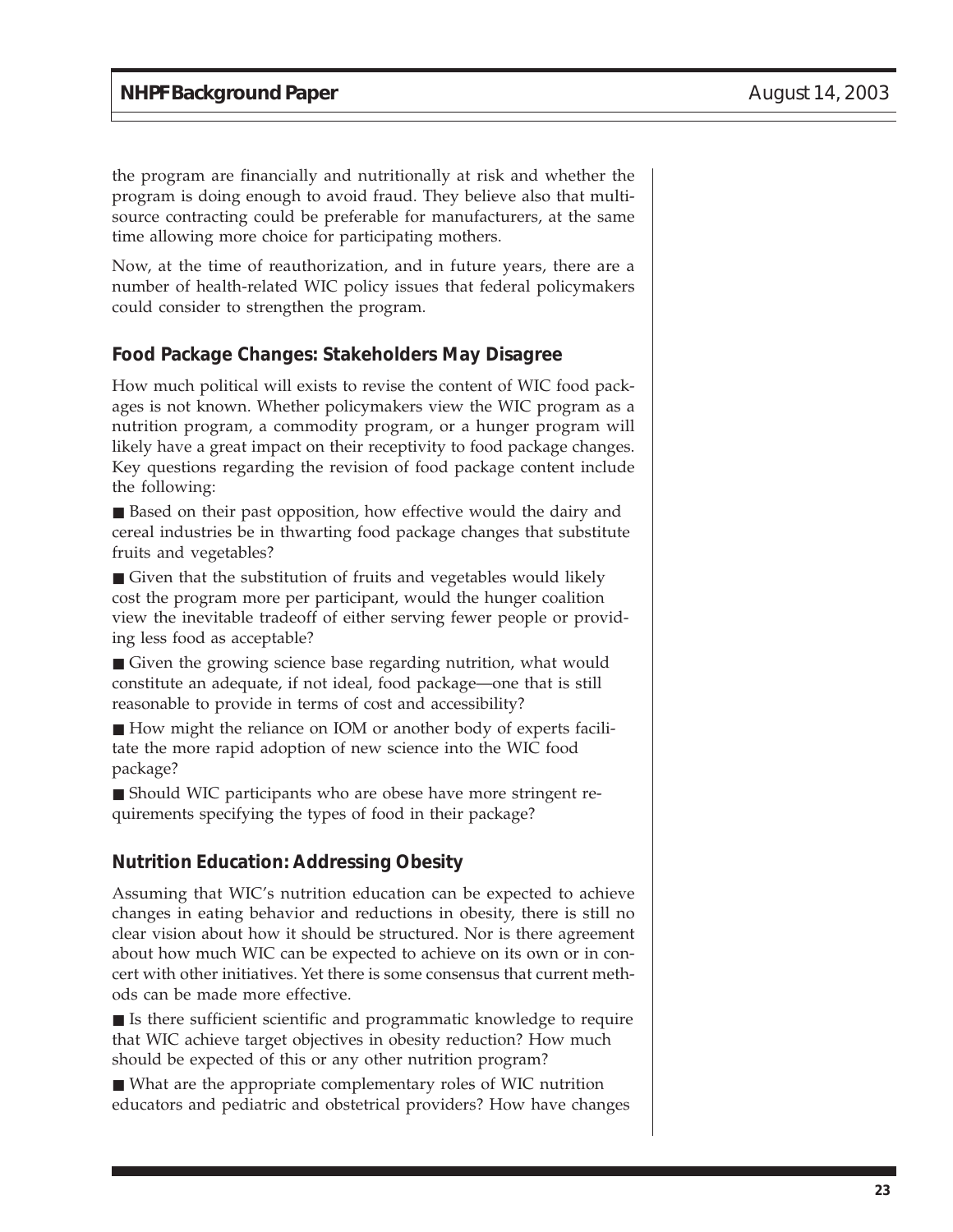the program are financially and nutritionally at risk and whether the program is doing enough to avoid fraud. They believe also that multi-source contracting could be preferable for manufacturers, at the same time allowing more choice for participating mothers.

Now, at the time of reauthorization, and in future years, there are a number of health-related WIC policy issues that federal policymakers could consider to strengthen the program.

## Food Package Changes: Stakeholders May Disagree

How much political will exists to revise the content of WIC food packages is not known. Whether policymakers view the WIC program as a nutrition program, a commodity program, or a hunger program will likely have a great impact on their receptivity to food package changes. Key questions regarding the revision of food package content include the following:

- Based on their past opposition, how effective would the dairy and cereal industries be in thwarting food package changes that substitute fruits and vegetables?
- Given that the substitution of fruits and vegetables would likely cost the program more per participant, would the hunger coalition view the inevitable tradeoff of either serving fewer people or providing less food as acceptable?
- Given the growing science base regarding nutrition, what would constitute an adequate, if not ideal, food package—one that is still reasonable to provide in terms of cost and accessibility?
- How might the reliance on IOM or another body of experts facilitate the more rapid adoption of new science into the WIC food package?
- Should WIC participants who are obese have more stringent requirements specifying the types of food in their package?

## Nutrition Education: Addressing Obesity

Assuming that WIC's nutrition education can be expected to achieve changes in eating behavior and reductions in obesity, there is still no clear vision about how it should be structured. Nor is there agreement about how much WIC can be expected to achieve on its own or in concert with other initiatives. Yet there is some consensus that current methods can be made more effective.

- Is there sufficient scientific and programmatic knowledge to require that WIC achieve target objectives in obesity reduction? How much should be expected of this or any other nutrition program?
- What are the appropriate complementary roles of WIC nutrition educators and pediatric and obstetrical providers? How have changes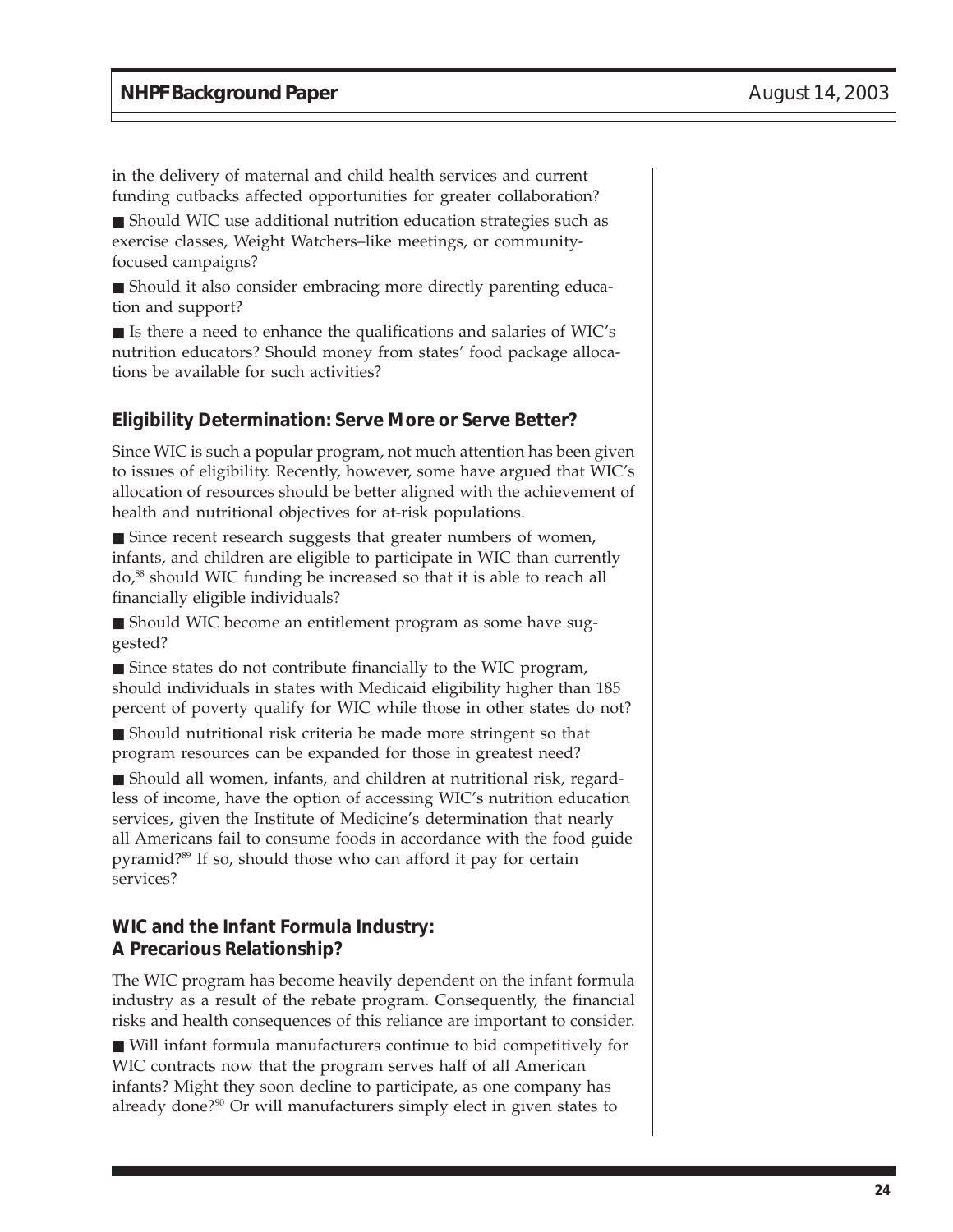in the delivery of maternal and child health services and current funding cutbacks affected opportunities for greater collaboration?

- Should WIC use additional nutrition education strategies such as exercise classes, Weight Watchers–like meetings, or community-focused campaigns?
- Should it also consider embracing more directly parenting education and support?
- Is there a need to enhance the qualifications and salaries of WIC's nutrition educators? Should money from states' food package allocations be available for such activities?

### Eligibility Determination: Serve More or Serve Better?

Since WIC is such a popular program, not much attention has been given to issues of eligibility. Recently, however, some have argued that WIC's allocation of resources should be better aligned with the achievement of health and nutritional objectives for at-risk populations.

- Since recent research suggests that greater numbers of women, infants, and children are eligible to participate in WIC than currently do,[88] should WIC funding be increased so that it is able to reach all financially eligible individuals?
- Should WIC become an entitlement program as some have suggested?
- Since states do not contribute financially to the WIC program, should individuals in states with Medicaid eligibility higher than 185 percent of poverty qualify for WIC while those in other states do not?
- Should nutritional risk criteria be made more stringent so that program resources can be expanded for those in greatest need?
- Should all women, infants, and children at nutritional risk, regardless of income, have the option of accessing WIC's nutrition education services, given the Institute of Medicine's determination that nearly all Americans fail to consume foods in accordance with the food guide pyramid?[89] If so, should those who can afford it pay for certain services?

### WIC and the Infant Formula Industry: A Precarious Relationship?

The WIC program has become heavily dependent on the infant formula industry as a result of the rebate program. Consequently, the financial risks and health consequences of this reliance are important to consider.

- Will infant formula manufacturers continue to bid competitively for WIC contracts now that the program serves half of all American infants? Might they soon decline to participate, as one company has already done?[90] Or will manufacturers simply elect in given states to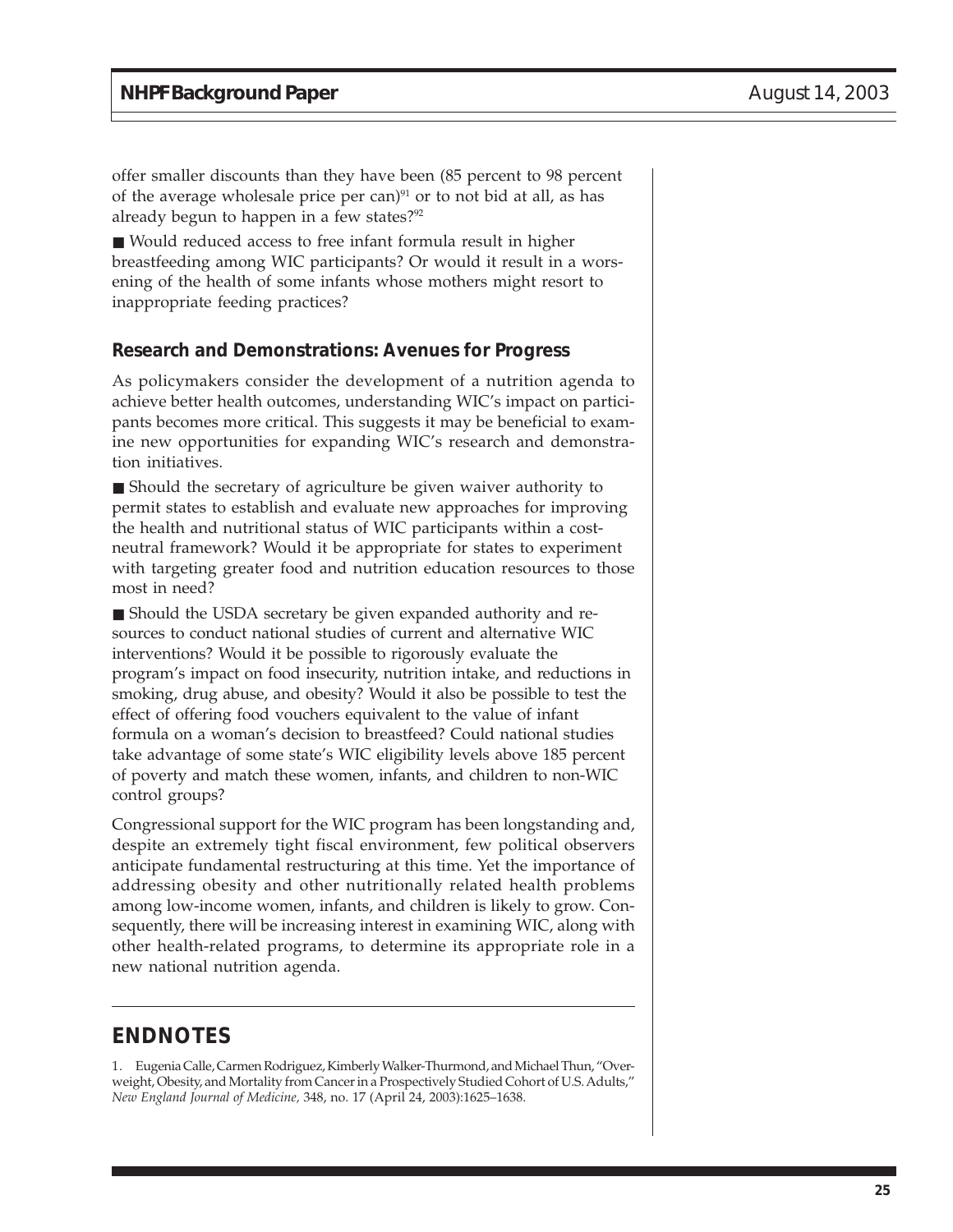offer smaller discounts than they have been (85 percent to 98 percent of the average wholesale price per can)[91] or to not bid at all, as has already begun to happen in a few states?[92]

■ Would reduced access to free infant formula result in higher breastfeeding among WIC participants? Or would it result in a worsening of the health of some infants whose mothers might resort to inappropriate feeding practices?

### Research and Demonstrations: Avenues for Progress

As policymakers consider the development of a nutrition agenda to achieve better health outcomes, understanding WIC's impact on participants becomes more critical. This suggests it may be beneficial to examine new opportunities for expanding WIC's research and demonstration initiatives.

■ Should the secretary of agriculture be given waiver authority to permit states to establish and evaluate new approaches for improving the health and nutritional status of WIC participants within a cost-neutral framework? Would it be appropriate for states to experiment with targeting greater food and nutrition education resources to those most in need?

■ Should the USDA secretary be given expanded authority and resources to conduct national studies of current and alternative WIC interventions? Would it be possible to rigorously evaluate the program's impact on food insecurity, nutrition intake, and reductions in smoking, drug abuse, and obesity? Would it also be possible to test the effect of offering food vouchers equivalent to the value of infant formula on a woman's decision to breastfeed? Could national studies take advantage of some state's WIC eligibility levels above 185 percent of poverty and match these women, infants, and children to non-WIC control groups?

Congressional support for the WIC program has been longstanding and, despite an extremely tight fiscal environment, few political observers anticipate fundamental restructuring at this time. Yet the importance of addressing obesity and other nutritionally related health problems among low-income women, infants, and children is likely to grow. Consequently, there will be increasing interest in examining WIC, along with other health-related programs, to determine its appropriate role in a new national nutrition agenda.

## ENDNOTES

1. Eugenia Calle, Carmen Rodriguez, Kimberly Walker-Thurmond, and Michael Thun, "Overweight, Obesity, and Mortality from Cancer in a Prospectively Studied Cohort of U.S. Adults," *New England Journal of Medicine,* 348, no. 17 (April 24, 2003):1625–1638.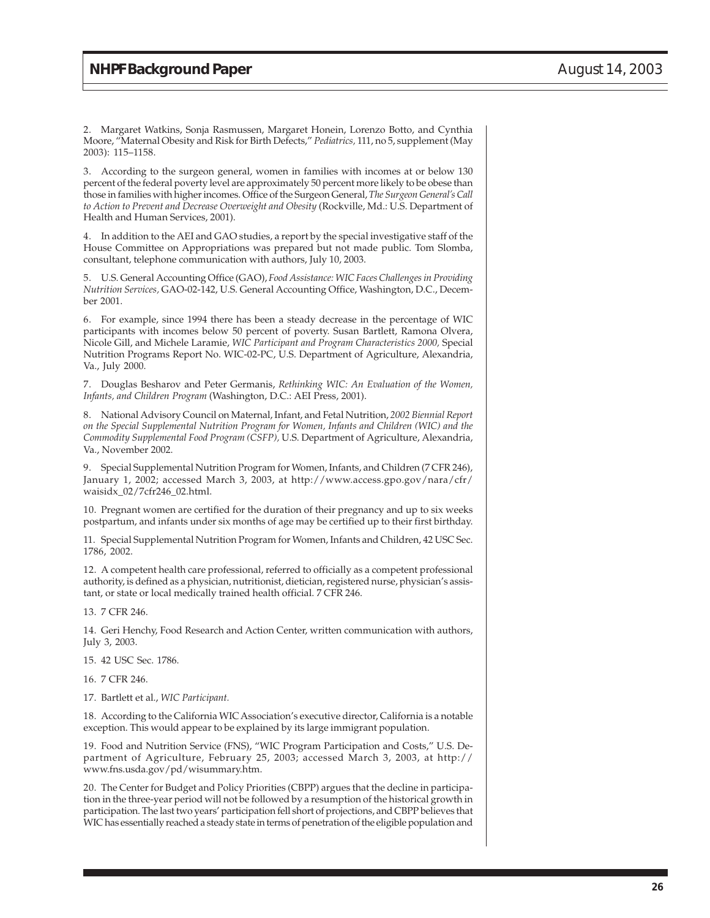2. Margaret Watkins, Sonja Rasmussen, Margaret Honein, Lorenzo Botto, and Cynthia Moore, "Maternal Obesity and Risk for Birth Defects," *Pediatrics,* 111, no 5, supplement (May 2003): 115–1158.

3. According to the surgeon general, women in families with incomes at or below 130 percent of the federal poverty level are approximately 50 percent more likely to be obese than those in families with higher incomes. Office of the Surgeon General, *The Surgeon General's Call to Action to Prevent and Decrease Overweight and Obesity* (Rockville, Md.: U.S. Department of Health and Human Services, 2001).

4. In addition to the AEI and GAO studies, a report by the special investigative staff of the House Committee on Appropriations was prepared but not made public. Tom Slomba, consultant, telephone communication with authors, July 10, 2003.

5. U.S. General Accounting Office (GAO), *Food Assistance: WIC Faces Challenges in Providing Nutrition Services,* GAO-02-142, U.S. General Accounting Office, Washington, D.C., December 2001.

6. For example, since 1994 there has been a steady decrease in the percentage of WIC participants with incomes below 50 percent of poverty. Susan Bartlett, Ramona Olvera, Nicole Gill, and Michele Laramie, *WIC Participant and Program Characteristics 2000,* Special Nutrition Programs Report No. WIC-02-PC, U.S. Department of Agriculture, Alexandria, Va., July 2000.

7. Douglas Besharov and Peter Germanis, *Rethinking WIC: An Evaluation of the Women, Infants, and Children Program* (Washington, D.C.: AEI Press, 2001).

8. National Advisory Council on Maternal, Infant, and Fetal Nutrition, *2002 Biennial Report on the Special Supplemental Nutrition Program for Women, Infants and Children (WIC) and the Commodity Supplemental Food Program (CSFP),* U.S. Department of Agriculture, Alexandria, Va., November 2002.

9. Special Supplemental Nutrition Program for Women, Infants, and Children (7 CFR 246), January 1, 2002; accessed March 3, 2003, at http://www.access.gpo.gov/nara/cfr/waisidx_02/7cfr246_02.html.

10. Pregnant women are certified for the duration of their pregnancy and up to six weeks postpartum, and infants under six months of age may be certified up to their first birthday.

11. Special Supplemental Nutrition Program for Women, Infants and Children, 42 USC Sec. 1786, 2002.

12. A competent health care professional, referred to officially as a competent professional authority, is defined as a physician, nutritionist, dietician, registered nurse, physician's assistant, or state or local medically trained health official. 7 CFR 246.

13. 7 CFR 246.

14. Geri Henchy, Food Research and Action Center, written communication with authors, July 3, 2003.

15. 42 USC Sec. 1786.

16. 7 CFR 246.

17. Bartlett et al., *WIC Participant.*

18. According to the California WIC Association's executive director, California is a notable exception. This would appear to be explained by its large immigrant population.

19. Food and Nutrition Service (FNS), "WIC Program Participation and Costs," U.S. Department of Agriculture, February 25, 2003; accessed March 3, 2003, at http://www.fns.usda.gov/pd/wisummary.htm.

20. The Center for Budget and Policy Priorities (CBPP) argues that the decline in participation in the three-year period will not be followed by a resumption of the historical growth in participation. The last two years' participation fell short of projections, and CBPP believes that WIC has essentially reached a steady state in terms of penetration of the eligible population and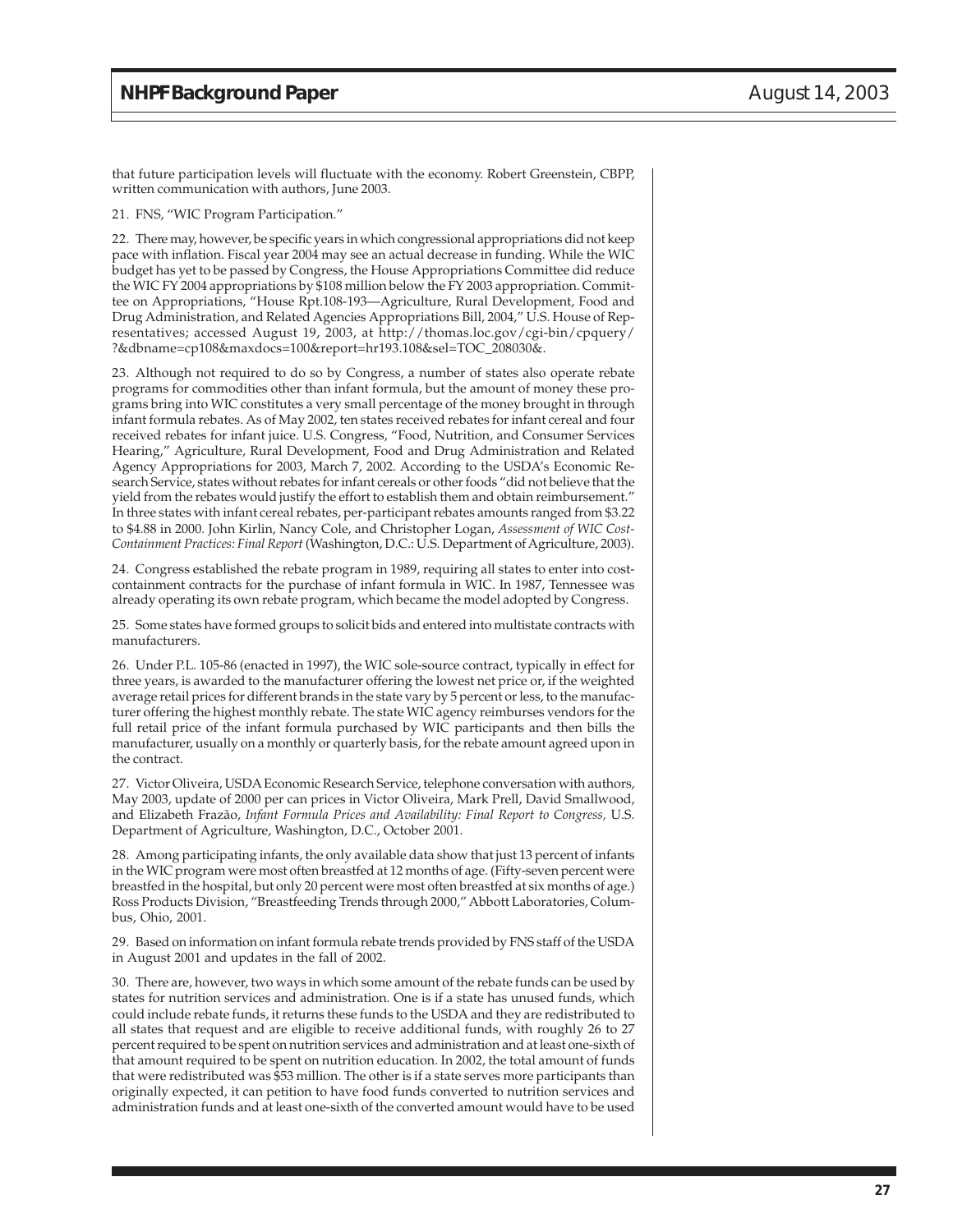that future participation levels will fluctuate with the economy. Robert Greenstein, CBPP, written communication with authors, June 2003.

21. FNS, "WIC Program Participation."

22. There may, however, be specific years in which congressional appropriations did not keep pace with inflation. Fiscal year 2004 may see an actual decrease in funding. While the WIC budget has yet to be passed by Congress, the House Appropriations Committee did reduce the WIC FY 2004 appropriations by $108 million below the FY 2003 appropriation. Committee on Appropriations, "House Rpt.108-193—Agriculture, Rural Development, Food and Drug Administration, and Related Agencies Appropriations Bill, 2004," U.S. House of Representatives; accessed August 19, 2003, at http://thomas.loc.gov/cgi-bin/cpquery/?&dbname=cp108&maxdocs=100&report=hr193.108&sel=TOC_208030&.

23. Although not required to do so by Congress, a number of states also operate rebate programs for commodities other than infant formula, but the amount of money these programs bring into WIC constitutes a very small percentage of the money brought in through infant formula rebates. As of May 2002, ten states received rebates for infant cereal and four received rebates for infant juice. U.S. Congress, "Food, Nutrition, and Consumer Services Hearing," Agriculture, Rural Development, Food and Drug Administration and Related Agency Appropriations for 2003, March 7, 2002. According to the USDA's Economic Research Service, states without rebates for infant cereals or other foods "did not believe that the yield from the rebates would justify the effort to establish them and obtain reimbursement." In three states with infant cereal rebates, per-participant rebates amounts ranged from $3.22 to $4.88 in 2000. John Kirlin, Nancy Cole, and Christopher Logan, *Assessment of WIC Cost-Containment Practices: Final Report* (Washington, D.C.: U.S. Department of Agriculture, 2003).

24. Congress established the rebate program in 1989, requiring all states to enter into cost-containment contracts for the purchase of infant formula in WIC. In 1987, Tennessee was already operating its own rebate program, which became the model adopted by Congress.

25. Some states have formed groups to solicit bids and entered into multistate contracts with manufacturers.

26. Under P.L. 105-86 (enacted in 1997), the WIC sole-source contract, typically in effect for three years, is awarded to the manufacturer offering the lowest net price or, if the weighted average retail prices for different brands in the state vary by 5 percent or less, to the manufacturer offering the highest monthly rebate. The state WIC agency reimburses vendors for the full retail price of the infant formula purchased by WIC participants and then bills the manufacturer, usually on a monthly or quarterly basis, for the rebate amount agreed upon in the contract.

27. Victor Oliveira, USDA Economic Research Service, telephone conversation with authors, May 2003, update of 2000 per can prices in Victor Oliveira, Mark Prell, David Smallwood, and Elizabeth Frazão, *Infant Formula Prices and Availability: Final Report to Congress,* U.S. Department of Agriculture, Washington, D.C., October 2001.

28. Among participating infants, the only available data show that just 13 percent of infants in the WIC program were most often breastfed at 12 months of age. (Fifty-seven percent were breastfed in the hospital, but only 20 percent were most often breastfed at six months of age.) Ross Products Division, "Breastfeeding Trends through 2000," Abbott Laboratories, Columbus, Ohio, 2001.

29. Based on information on infant formula rebate trends provided by FNS staff of the USDA in August 2001 and updates in the fall of 2002.

30. There are, however, two ways in which some amount of the rebate funds can be used by states for nutrition services and administration. One is if a state has unused funds, which could include rebate funds, it returns these funds to the USDA and they are redistributed to all states that request and are eligible to receive additional funds, with roughly 26 to 27 percent required to be spent on nutrition services and administration and at least one-sixth of that amount required to be spent on nutrition education. In 2002, the total amount of funds that were redistributed was $53 million. The other is if a state serves more participants than originally expected, it can petition to have food funds converted to nutrition services and administration funds and at least one-sixth of the converted amount would have to be used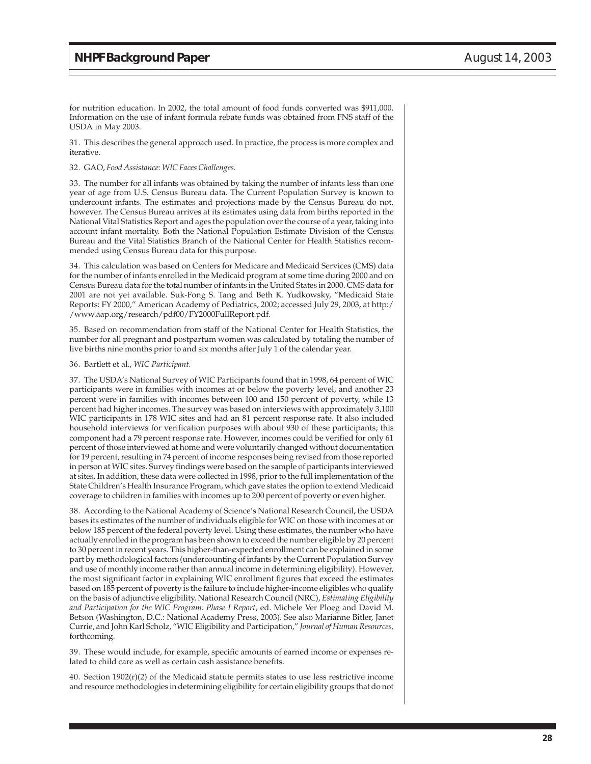for nutrition education. In 2002, the total amount of food funds converted was $911,000. Information on the use of infant formula rebate funds was obtained from FNS staff of the USDA in May 2003.

31. This describes the general approach used. In practice, the process is more complex and iterative.

32. GAO, *Food Assistance: WIC Faces Challenges.*

33. The number for all infants was obtained by taking the number of infants less than one year of age from U.S. Census Bureau data. The Current Population Survey is known to undercount infants. The estimates and projections made by the Census Bureau do not, however. The Census Bureau arrives at its estimates using data from births reported in the National Vital Statistics Report and ages the population over the course of a year, taking into account infant mortality. Both the National Population Estimate Division of the Census Bureau and the Vital Statistics Branch of the National Center for Health Statistics recommended using Census Bureau data for this purpose.

34. This calculation was based on Centers for Medicare and Medicaid Services (CMS) data for the number of infants enrolled in the Medicaid program at some time during 2000 and on Census Bureau data for the total number of infants in the United States in 2000. CMS data for 2001 are not yet available. Suk-Fong S. Tang and Beth K. Yudkowsky, "Medicaid State Reports: FY 2000," American Academy of Pediatrics, 2002; accessed July 29, 2003, at http://www.aap.org/research/pdf00/FY2000FullReport.pdf.

35. Based on recommendation from staff of the National Center for Health Statistics, the number for all pregnant and postpartum women was calculated by totaling the number of live births nine months prior to and six months after July 1 of the calendar year.

36. Bartlett et al., *WIC Participant.*

37. The USDA's National Survey of WIC Participants found that in 1998, 64 percent of WIC participants were in families with incomes at or below the poverty level, and another 23 percent were in families with incomes between 100 and 150 percent of poverty, while 13 percent had higher incomes. The survey was based on interviews with approximately 3,100 WIC participants in 178 WIC sites and had an 81 percent response rate. It also included household interviews for verification purposes with about 930 of these participants; this component had a 79 percent response rate. However, incomes could be verified for only 61 percent of those interviewed at home and were voluntarily changed without documentation for 19 percent, resulting in 74 percent of income responses being revised from those reported in person at WIC sites. Survey findings were based on the sample of participants interviewed at sites. In addition, these data were collected in 1998, prior to the full implementation of the State Children's Health Insurance Program, which gave states the option to extend Medicaid coverage to children in families with incomes up to 200 percent of poverty or even higher.

38. According to the National Academy of Science's National Research Council, the USDA bases its estimates of the number of individuals eligible for WIC on those with incomes at or below 185 percent of the federal poverty level. Using these estimates, the number who have actually enrolled in the program has been shown to exceed the number eligible by 20 percent to 30 percent in recent years. This higher-than-expected enrollment can be explained in some part by methodological factors (undercounting of infants by the Current Population Survey and use of monthly income rather than annual income in determining eligibility). However, the most significant factor in explaining WIC enrollment figures that exceed the estimates based on 185 percent of poverty is the failure to include higher-income eligibles who qualify on the basis of adjunctive eligibility. National Research Council (NRC), *Estimating Eligibility and Participation for the WIC Program: Phase I Report*, ed. Michele Ver Ploeg and David M. Betson (Washington, D.C.: National Academy Press, 2003). See also Marianne Bitler, Janet Currie, and John Karl Scholz, "WIC Eligibility and Participation," *Journal of Human Resources,* forthcoming.

39. These would include, for example, specific amounts of earned income or expenses related to child care as well as certain cash assistance benefits.

40. Section 1902(r)(2) of the Medicaid statute permits states to use less restrictive income and resource methodologies in determining eligibility for certain eligibility groups that do not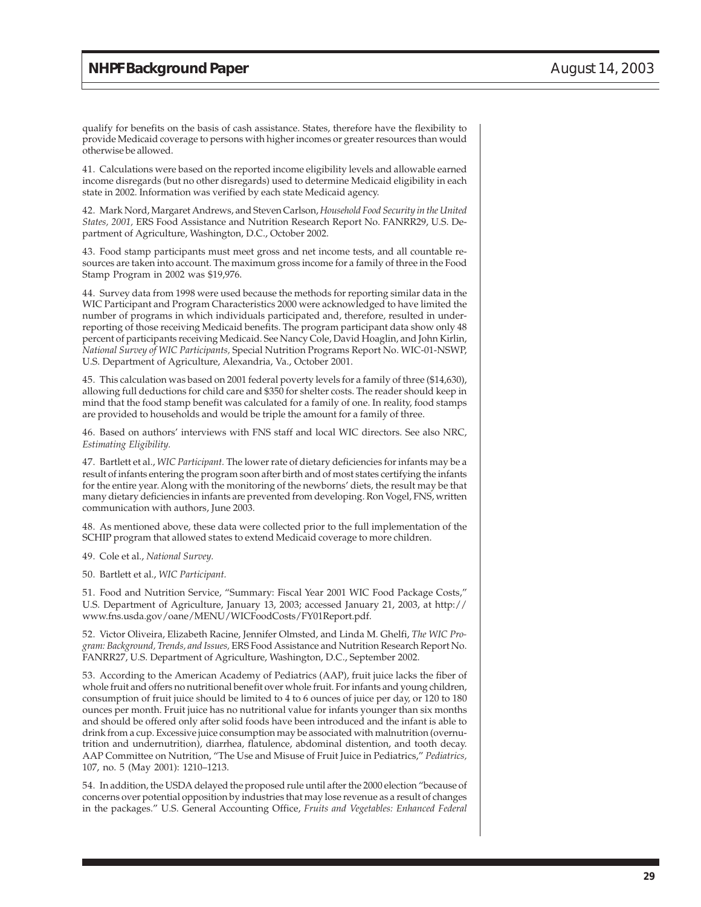qualify for benefits on the basis of cash assistance. States, therefore have the flexibility to provide Medicaid coverage to persons with higher incomes or greater resources than would otherwise be allowed.

41. Calculations were based on the reported income eligibility levels and allowable earned income disregards (but no other disregards) used to determine Medicaid eligibility in each state in 2002. Information was verified by each state Medicaid agency.

42. Mark Nord, Margaret Andrews, and Steven Carlson, *Household Food Security in the United States, 2001,* ERS Food Assistance and Nutrition Research Report No. FANRR29, U.S. Department of Agriculture, Washington, D.C., October 2002.

43. Food stamp participants must meet gross and net income tests, and all countable resources are taken into account. The maximum gross income for a family of three in the Food Stamp Program in 2002 was $19,976.

44. Survey data from 1998 were used because the methods for reporting similar data in the WIC Participant and Program Characteristics 2000 were acknowledged to have limited the number of programs in which individuals participated and, therefore, resulted in underreporting of those receiving Medicaid benefits. The program participant data show only 48 percent of participants receiving Medicaid. See Nancy Cole, David Hoaglin, and John Kirlin, *National Survey of WIC Participants,* Special Nutrition Programs Report No. WIC-01-NSWP, U.S. Department of Agriculture, Alexandria, Va., October 2001.

45. This calculation was based on 2001 federal poverty levels for a family of three ($14,630), allowing full deductions for child care and $350 for shelter costs. The reader should keep in mind that the food stamp benefit was calculated for a family of one. In reality, food stamps are provided to households and would be triple the amount for a family of three.

46. Based on authors' interviews with FNS staff and local WIC directors. See also NRC, *Estimating Eligibility.*

47. Bartlett et al., *WIC Participant.* The lower rate of dietary deficiencies for infants may be a result of infants entering the program soon after birth and of most states certifying the infants for the entire year. Along with the monitoring of the newborns' diets, the result may be that many dietary deficiencies in infants are prevented from developing. Ron Vogel, FNS, written communication with authors, June 2003.

48. As mentioned above, these data were collected prior to the full implementation of the SCHIP program that allowed states to extend Medicaid coverage to more children.

49. Cole et al., *National Survey.*

50. Bartlett et al., *WIC Participant.*

51. Food and Nutrition Service, "Summary: Fiscal Year 2001 WIC Food Package Costs," U.S. Department of Agriculture, January 13, 2003; accessed January 21, 2003, at http://www.fns.usda.gov/oane/MENU/WICFoodCosts/FY01Report.pdf.

52. Victor Oliveira, Elizabeth Racine, Jennifer Olmsted, and Linda M. Ghelfi, *The WIC Program: Background, Trends, and Issues,* ERS Food Assistance and Nutrition Research Report No. FANRR27, U.S. Department of Agriculture, Washington, D.C., September 2002.

53. According to the American Academy of Pediatrics (AAP), fruit juice lacks the fiber of whole fruit and offers no nutritional benefit over whole fruit. For infants and young children, consumption of fruit juice should be limited to 4 to 6 ounces of juice per day, or 120 to 180 ounces per month. Fruit juice has no nutritional value for infants younger than six months and should be offered only after solid foods have been introduced and the infant is able to drink from a cup. Excessive juice consumption may be associated with malnutrition (overnutrition and undernutrition), diarrhea, flatulence, abdominal distention, and tooth decay. AAP Committee on Nutrition, "The Use and Misuse of Fruit Juice in Pediatrics," *Pediatrics,* 107, no. 5 (May 2001): 1210–1213.

54. In addition, the USDA delayed the proposed rule until after the 2000 election "because of concerns over potential opposition by industries that may lose revenue as a result of changes in the packages." U.S. General Accounting Office, *Fruits and Vegetables: Enhanced Federal*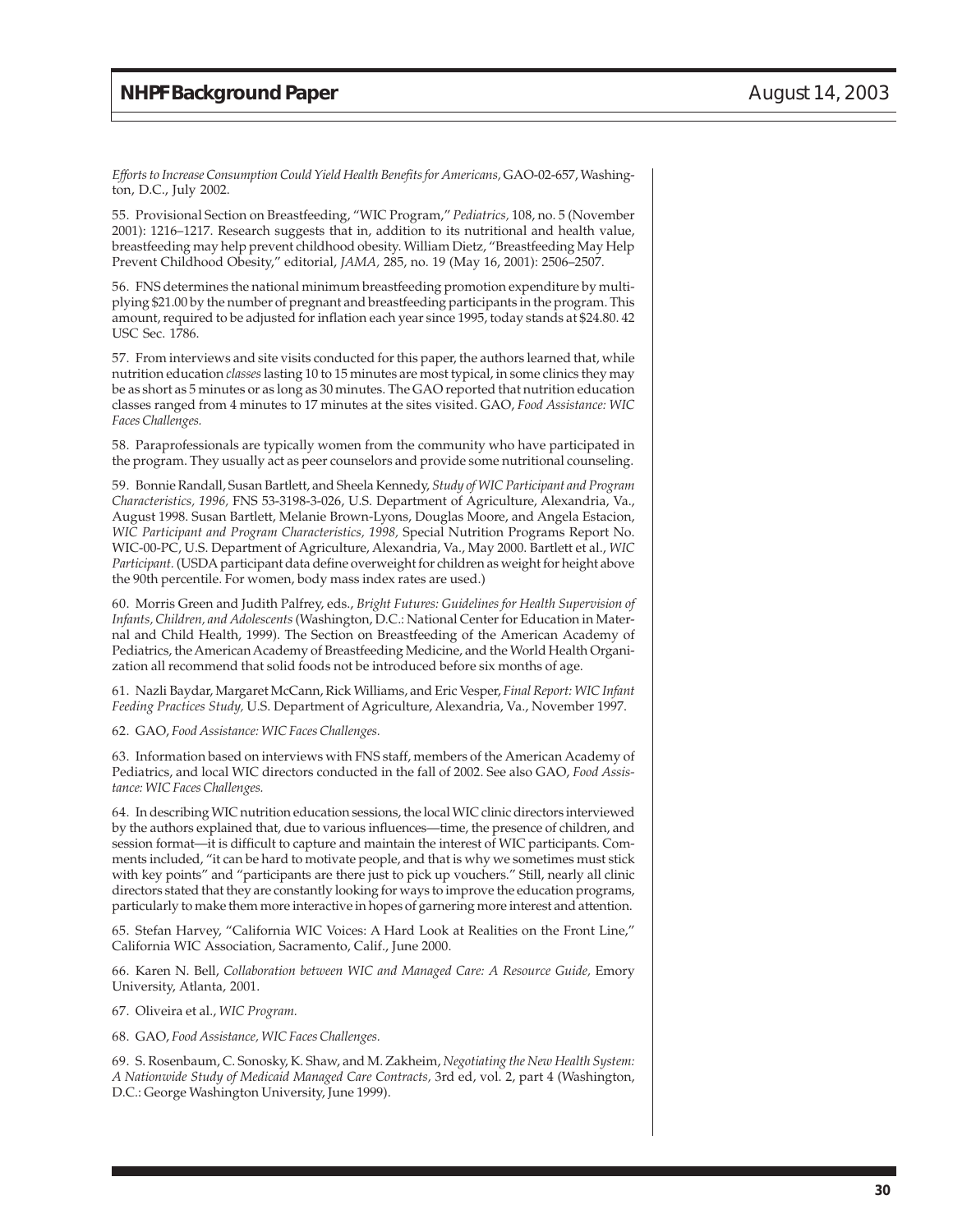*Efforts to Increase Consumption Could Yield Health Benefits for Americans,* GAO-02-657, Washington, D.C., July 2002.

55. Provisional Section on Breastfeeding, "WIC Program," *Pediatrics,* 108, no. 5 (November 2001): 1216–1217. Research suggests that in, addition to its nutritional and health value, breastfeeding may help prevent childhood obesity. William Dietz, "Breastfeeding May Help Prevent Childhood Obesity," editorial, *JAMA,* 285, no. 19 (May 16, 2001): 2506–2507.

56. FNS determines the national minimum breastfeeding promotion expenditure by multiplying $21.00 by the number of pregnant and breastfeeding participants in the program. This amount, required to be adjusted for inflation each year since 1995, today stands at $24.80. 42 USC Sec. 1786.

57. From interviews and site visits conducted for this paper, the authors learned that, while nutrition education *classes* lasting 10 to 15 minutes are most typical, in some clinics they may be as short as 5 minutes or as long as 30 minutes. The GAO reported that nutrition education classes ranged from 4 minutes to 17 minutes at the sites visited. GAO, *Food Assistance: WIC Faces Challenges.*

58. Paraprofessionals are typically women from the community who have participated in the program. They usually act as peer counselors and provide some nutritional counseling.

59. Bonnie Randall, Susan Bartlett, and Sheela Kennedy, *Study of WIC Participant and Program Characteristics, 1996,* FNS 53-3198-3-026, U.S. Department of Agriculture, Alexandria, Va., August 1998. Susan Bartlett, Melanie Brown-Lyons, Douglas Moore, and Angela Estacion, *WIC Participant and Program Characteristics, 1998,* Special Nutrition Programs Report No. WIC-00-PC, U.S. Department of Agriculture, Alexandria, Va., May 2000. Bartlett et al., *WIC Participant.* (USDA participant data define overweight for children as weight for height above the 90th percentile. For women, body mass index rates are used.)

60. Morris Green and Judith Palfrey, eds., *Bright Futures: Guidelines for Health Supervision of Infants, Children, and Adolescents* (Washington, D.C.: National Center for Education in Maternal and Child Health, 1999). The Section on Breastfeeding of the American Academy of Pediatrics, the American Academy of Breastfeeding Medicine, and the World Health Organization all recommend that solid foods not be introduced before six months of age.

61. Nazli Baydar, Margaret McCann, Rick Williams, and Eric Vesper, *Final Report: WIC Infant Feeding Practices Study,* U.S. Department of Agriculture, Alexandria, Va., November 1997.

62. GAO, *Food Assistance: WIC Faces Challenges.*

63. Information based on interviews with FNS staff, members of the American Academy of Pediatrics, and local WIC directors conducted in the fall of 2002. See also GAO, *Food Assistance: WIC Faces Challenges.*

64. In describing WIC nutrition education sessions, the local WIC clinic directors interviewed by the authors explained that, due to various influences—time, the presence of children, and session format—it is difficult to capture and maintain the interest of WIC participants. Comments included, "it can be hard to motivate people, and that is why we sometimes must stick with key points" and "participants are there just to pick up vouchers." Still, nearly all clinic directors stated that they are constantly looking for ways to improve the education programs, particularly to make them more interactive in hopes of garnering more interest and attention.

65. Stefan Harvey, "California WIC Voices: A Hard Look at Realities on the Front Line," California WIC Association, Sacramento, Calif., June 2000.

66. Karen N. Bell, *Collaboration between WIC and Managed Care: A Resource Guide,* Emory University, Atlanta, 2001.

67. Oliveira et al., *WIC Program.*

68. GAO, *Food Assistance, WIC Faces Challenges.*

69. S. Rosenbaum, C. Sonosky, K. Shaw, and M. Zakheim, *Negotiating the New Health System: A Nationwide Study of Medicaid Managed Care Contracts,* 3rd ed, vol. 2, part 4 (Washington, D.C.: George Washington University, June 1999).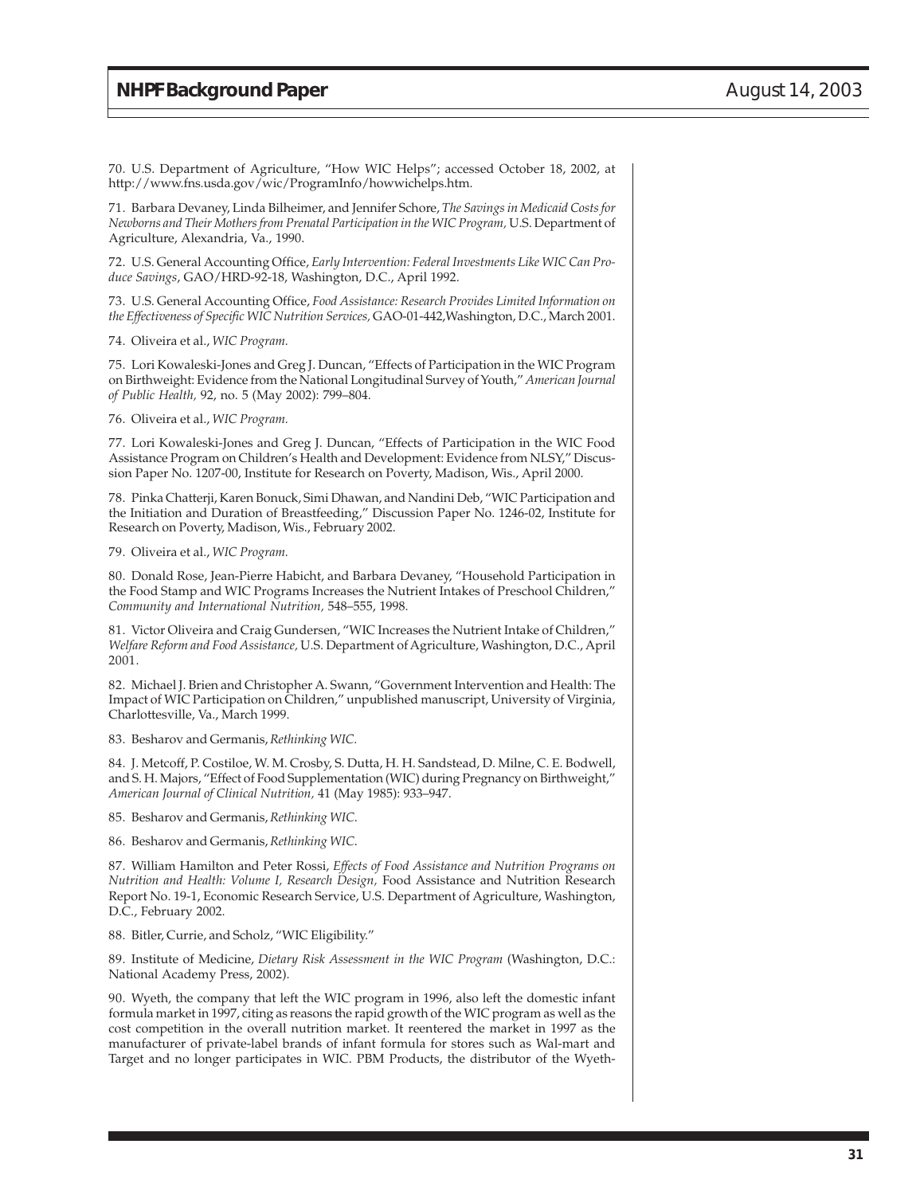70. U.S. Department of Agriculture, "How WIC Helps"; accessed October 18, 2002, at http://www.fns.usda.gov/wic/ProgramInfo/howwichelps.htm.

71. Barbara Devaney, Linda Bilheimer, and Jennifer Schore, *The Savings in Medicaid Costs for Newborns and Their Mothers from Prenatal Participation in the WIC Program,* U.S. Department of Agriculture, Alexandria, Va., 1990.

72. U.S. General Accounting Office, *Early Intervention: Federal Investments Like WIC Can Produce Savings*, GAO/HRD-92-18, Washington, D.C., April 1992.

73. U.S. General Accounting Office, *Food Assistance: Research Provides Limited Information on the Effectiveness of Specific WIC Nutrition Services,* GAO-01-442,Washington, D.C., March 2001.

74. Oliveira et al., *WIC Program.*

75. Lori Kowaleski-Jones and Greg J. Duncan, "Effects of Participation in the WIC Program on Birthweight: Evidence from the National Longitudinal Survey of Youth," *American Journal of Public Health,* 92, no. 5 (May 2002): 799–804.

76. Oliveira et al., *WIC Program.*

77. Lori Kowaleski-Jones and Greg J. Duncan, "Effects of Participation in the WIC Food Assistance Program on Children's Health and Development: Evidence from NLSY," Discussion Paper No. 1207-00, Institute for Research on Poverty, Madison, Wis., April 2000.

78. Pinka Chatterji, Karen Bonuck, Simi Dhawan, and Nandini Deb, "WIC Participation and the Initiation and Duration of Breastfeeding," Discussion Paper No. 1246-02, Institute for Research on Poverty, Madison, Wis., February 2002.

79. Oliveira et al., *WIC Program.*

80. Donald Rose, Jean-Pierre Habicht, and Barbara Devaney, "Household Participation in the Food Stamp and WIC Programs Increases the Nutrient Intakes of Preschool Children," *Community and International Nutrition,* 548–555, 1998.

81. Victor Oliveira and Craig Gundersen, "WIC Increases the Nutrient Intake of Children," *Welfare Reform and Food Assistance,* U.S. Department of Agriculture, Washington, D.C., April 2001.

82. Michael J. Brien and Christopher A. Swann, "Government Intervention and Health: The Impact of WIC Participation on Children," unpublished manuscript, University of Virginia, Charlottesville, Va., March 1999.

83. Besharov and Germanis, *Rethinking WIC.*

84. J. Metcoff, P. Costiloe, W. M. Crosby, S. Dutta, H. H. Sandstead, D. Milne, C. E. Bodwell, and S. H. Majors, "Effect of Food Supplementation (WIC) during Pregnancy on Birthweight," *American Journal of Clinical Nutrition,* 41 (May 1985): 933–947.

85. Besharov and Germanis, *Rethinking WIC.*

86. Besharov and Germanis, *Rethinking WIC.*

87. William Hamilton and Peter Rossi, *Effects of Food Assistance and Nutrition Programs on Nutrition and Health: Volume I, Research Design,* Food Assistance and Nutrition Research Report No. 19-1, Economic Research Service, U.S. Department of Agriculture, Washington, D.C., February 2002.

88. Bitler, Currie, and Scholz, "WIC Eligibility."

89. Institute of Medicine, *Dietary Risk Assessment in the WIC Program* (Washington, D.C.: National Academy Press, 2002).

90. Wyeth, the company that left the WIC program in 1996, also left the domestic infant formula market in 1997, citing as reasons the rapid growth of the WIC program as well as the cost competition in the overall nutrition market. It reentered the market in 1997 as the manufacturer of private-label brands of infant formula for stores such as Wal-mart and Target and no longer participates in WIC. PBM Products, the distributor of the Wyeth-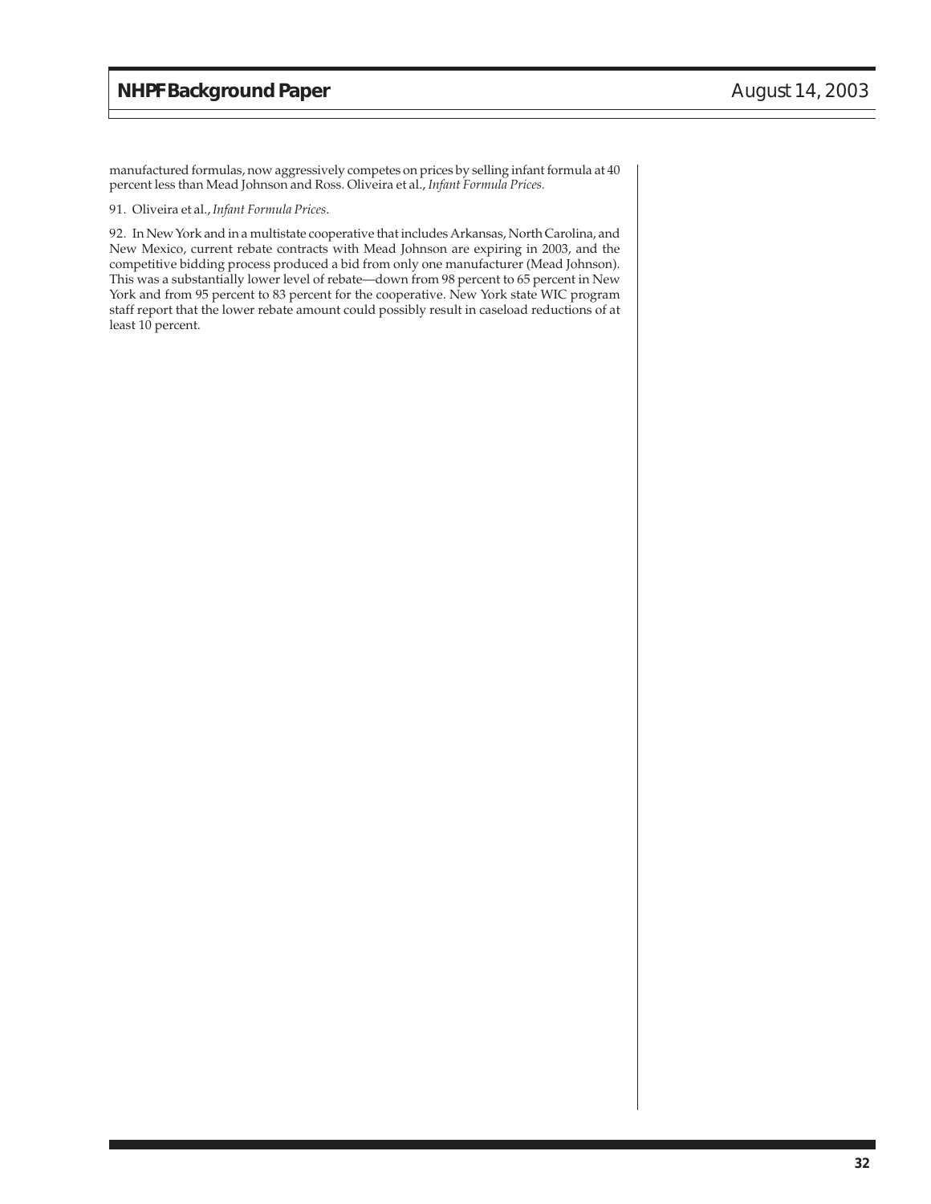manufactured formulas, now aggressively competes on prices by selling infant formula at 40 percent less than Mead Johnson and Ross. Oliveira et al., *Infant Formula Prices.*

91. Oliveira et al., *Infant Formula Prices*.

92. In New York and in a multistate cooperative that includes Arkansas, North Carolina, and New Mexico, current rebate contracts with Mead Johnson are expiring in 2003, and the competitive bidding process produced a bid from only one manufacturer (Mead Johnson). This was a substantially lower level of rebate—down from 98 percent to 65 percent in New York and from 95 percent to 83 percent for the cooperative. New York state WIC program staff report that the lower rebate amount could possibly result in caseload reductions of at least 10 percent.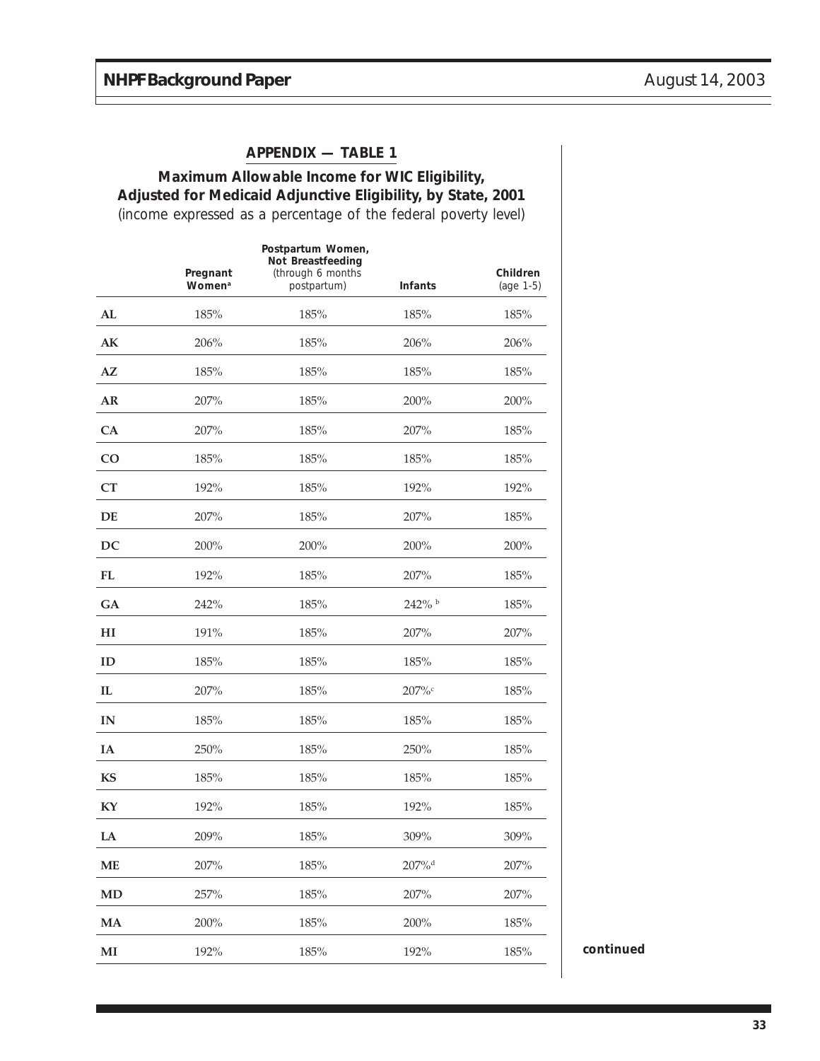## APPENDIX — TABLE 1

### Maximum Allowable Income for WIC Eligibility, Adjusted for Medicaid Adjunctive Eligibility, by State, 2001

(income expressed as a percentage of the federal poverty level)

| | Pregnant Women[a] | Postpartum Women, Not Breastfeeding (through 6 months postpartum) | Infants | Children (age 1-5) |
|---|---|---|---|---|
| **AL** | 185% | 185% | 185% | 185% |
| **AK** | 206% | 185% | 206% | 206% |
| **AZ** | 185% | 185% | 185% | 185% |
| **AR** | 207% | 185% | 200% | 200% |
| **CA** | 207% | 185% | 207% | 185% |
| **CO** | 185% | 185% | 185% | 185% |
| **CT** | 192% | 185% | 192% | 192% |
| **DE** | 207% | 185% | 207% | 185% |
| **DC** | 200% | 200% | 200% | 200% |
| **FL** | 192% | 185% | 207% | 185% |
| **GA** | 242% | 185% | 242% [b] | 185% |
| **HI** | 191% | 185% | 207% | 207% |
| **ID** | 185% | 185% | 185% | 185% |
| **IL** | 207% | 185% | 207%[c] | 185% |
| **IN** | 185% | 185% | 185% | 185% |
| **IA** | 250% | 185% | 250% | 185% |
| **KS** | 185% | 185% | 185% | 185% |
| **KY** | 192% | 185% | 192% | 185% |
| **LA** | 209% | 185% | 309% | 309% |
| **ME** | 207% | 185% | 207%[d] | 207% |
| **MD** | 257% | 185% | 207% | 207% |
| **MA** | 200% | 185% | 200% | 185% |
| **MI** | 192% | 185% | 192% | 185% |

**continued**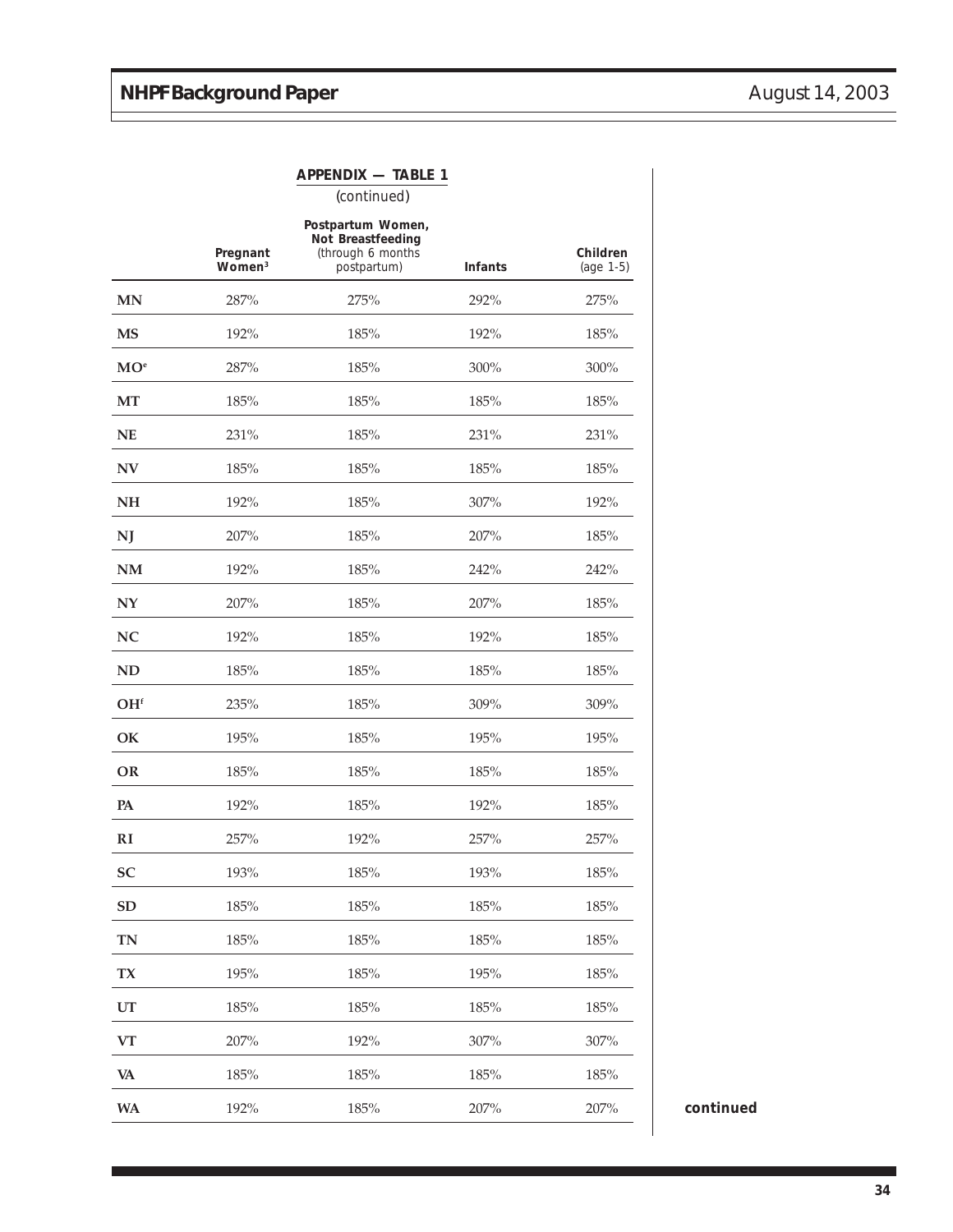**APPENDIX — TABLE 1**

(continued)

| | Pregnant Women[3] | Postpartum Women, Not Breastfeeding (through 6 months postpartum) | Infants | Children (age 1-5) |
|---|---|---|---|---|
| MN | 287% | 275% | 292% | 275% |
| MS | 192% | 185% | 192% | 185% |
| MO[e] | 287% | 185% | 300% | 300% |
| MT | 185% | 185% | 185% | 185% |
| NE | 231% | 185% | 231% | 231% |
| NV | 185% | 185% | 185% | 185% |
| NH | 192% | 185% | 307% | 192% |
| NJ | 207% | 185% | 207% | 185% |
| NM | 192% | 185% | 242% | 242% |
| NY | 207% | 185% | 207% | 185% |
| NC | 192% | 185% | 192% | 185% |
| ND | 185% | 185% | 185% | 185% |
| OH[f] | 235% | 185% | 309% | 309% |
| OK | 195% | 185% | 195% | 195% |
| OR | 185% | 185% | 185% | 185% |
| PA | 192% | 185% | 192% | 185% |
| RI | 257% | 192% | 257% | 257% |
| SC | 193% | 185% | 193% | 185% |
| SD | 185% | 185% | 185% | 185% |
| TN | 185% | 185% | 185% | 185% |
| TX | 195% | 185% | 195% | 185% |
| UT | 185% | 185% | 185% | 185% |
| VT | 207% | 192% | 307% | 307% |
| VA | 185% | 185% | 185% | 185% |
| WA | 192% | 185% | 207% | 207% |

**continued**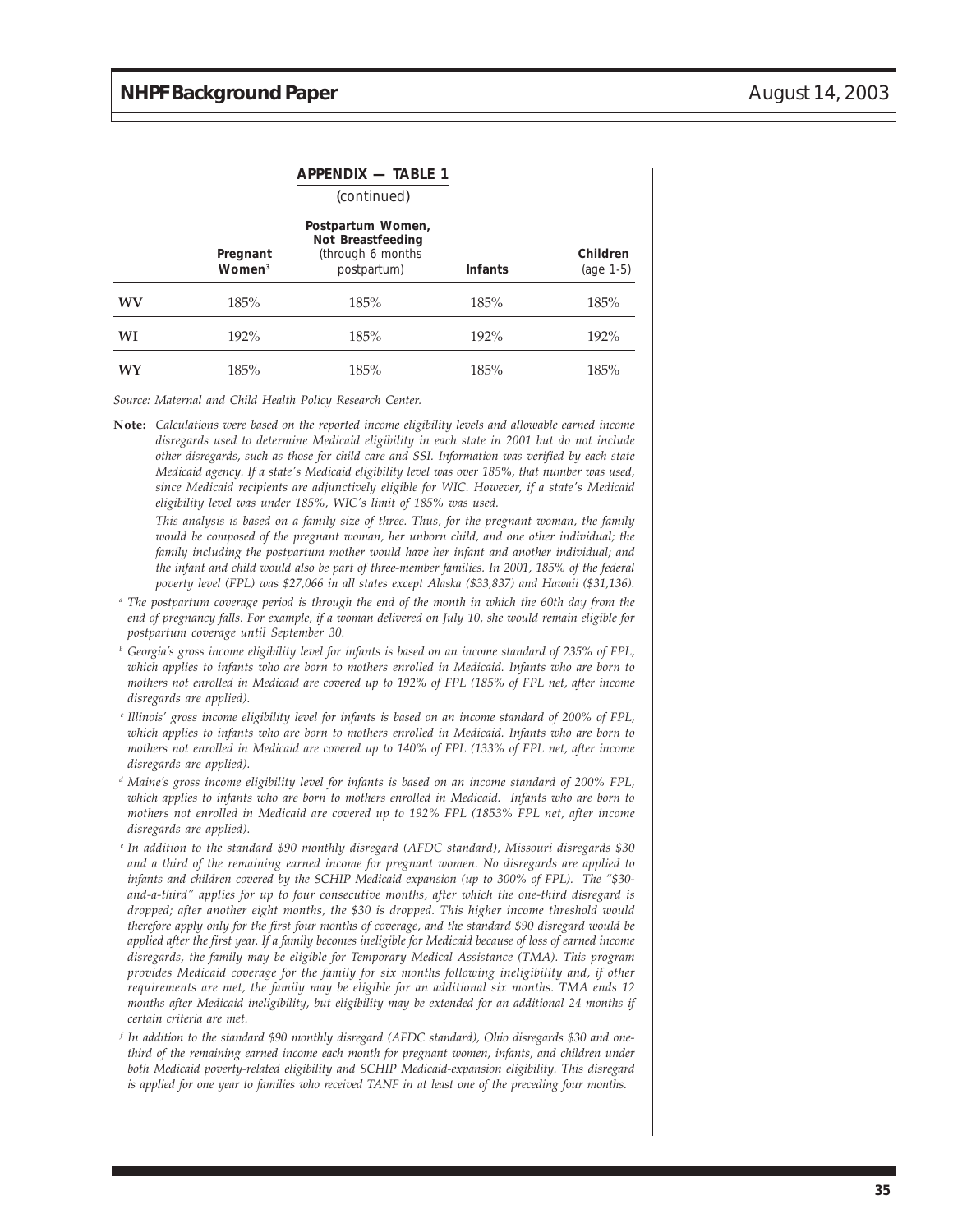**APPENDIX — TABLE 1**

(continued)

| | Pregnant Women[3] | Postpartum Women, Not Breastfeeding (through 6 months postpartum) | Infants | Children (age 1-5) |
|---|---|---|---|---|
| WV | 185% | 185% | 185% | 185% |
| WI | 192% | 185% | 192% | 192% |
| WY | 185% | 185% | 185% | 185% |

*Source: Maternal and Child Health Policy Research Center.*

**Note:** *Calculations were based on the reported income eligibility levels and allowable earned income disregards used to determine Medicaid eligibility in each state in 2001 but do not include other disregards, such as those for child care and SSI. Information was verified by each state Medicaid agency. If a state's Medicaid eligibility level was over 185%, that number was used, since Medicaid recipients are adjunctively eligible for WIC. However, if a state's Medicaid eligibility level was under 185%, WIC's limit of 185% was used.*

*This analysis is based on a family size of three. Thus, for the pregnant woman, the family would be composed of the pregnant woman, her unborn child, and one other individual; the family including the postpartum mother would have her infant and another individual; and the infant and child would also be part of three-member families. In 2001, 185% of the federal poverty level (FPL) was $27,066 in all states except Alaska ($33,837) and Hawaii ($31,136).*

[a] *The postpartum coverage period is through the end of the month in which the 60th day from the end of pregnancy falls. For example, if a woman delivered on July 10, she would remain eligible for postpartum coverage until September 30.*

[b] *Georgia's gross income eligibility level for infants is based on an income standard of 235% of FPL, which applies to infants who are born to mothers enrolled in Medicaid. Infants who are born to mothers not enrolled in Medicaid are covered up to 192% of FPL (185% of FPL net, after income disregards are applied).*

[c] *Illinois' gross income eligibility level for infants is based on an income standard of 200% of FPL, which applies to infants who are born to mothers enrolled in Medicaid. Infants who are born to mothers not enrolled in Medicaid are covered up to 140% of FPL (133% of FPL net, after income disregards are applied).*

[d] *Maine's gross income eligibility level for infants is based on an income standard of 200% FPL, which applies to infants who are born to mothers enrolled in Medicaid. Infants who are born to mothers not enrolled in Medicaid are covered up to 192% FPL (1853% FPL net, after income disregards are applied).*

[e] *In addition to the standard $90 monthly disregard (AFDC standard), Missouri disregards $30 and a third of the remaining earned income for pregnant women. No disregards are applied to infants and children covered by the SCHIP Medicaid expansion (up to 300% of FPL). The "$30-and-a-third" applies for up to four consecutive months, after which the one-third disregard is dropped; after another eight months, the $30 is dropped. This higher income threshold would therefore apply only for the first four months of coverage, and the standard $90 disregard would be applied after the first year. If a family becomes ineligible for Medicaid because of loss of earned income disregards, the family may be eligible for Temporary Medical Assistance (TMA). This program provides Medicaid coverage for the family for six months following ineligibility and, if other requirements are met, the family may be eligible for an additional six months. TMA ends 12 months after Medicaid ineligibility, but eligibility may be extended for an additional 24 months if certain criteria are met.*

[f] *In addition to the standard $90 monthly disregard (AFDC standard), Ohio disregards $30 and one-third of the remaining earned income each month for pregnant women, infants, and children under both Medicaid poverty-related eligibility and SCHIP Medicaid-expansion eligibility. This disregard is applied for one year to families who received TANF in at least one of the preceding four months.*